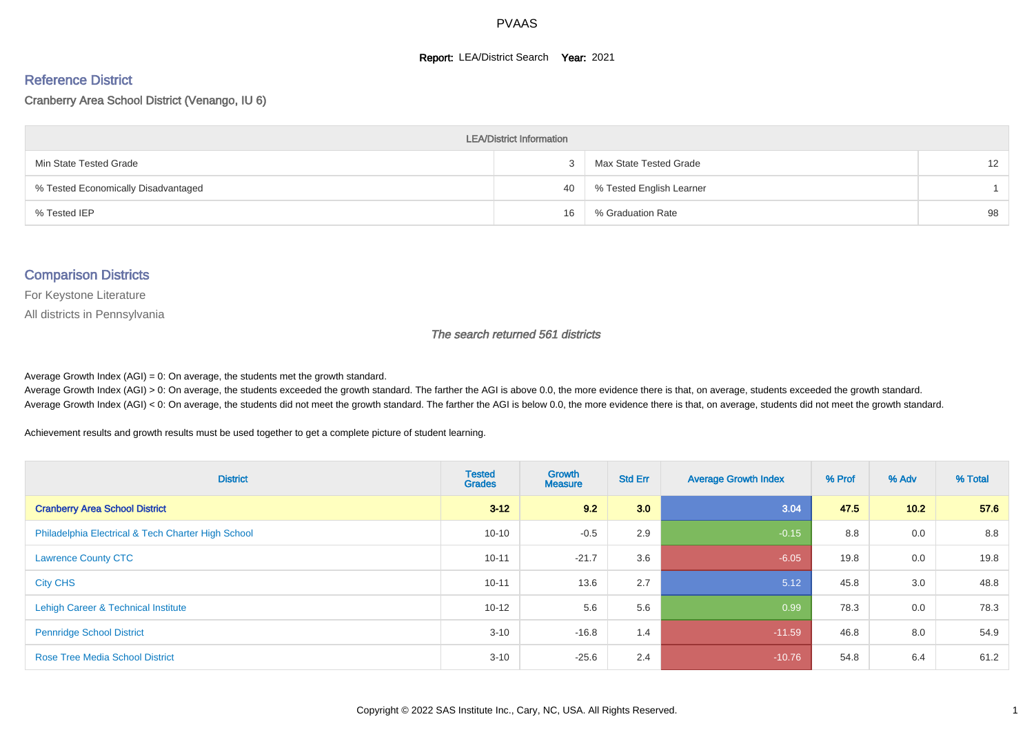# PVAAS

**Report:** LEA/District Search **Year:** 2021

## Reference District

Cranberry Area School District (Venango, IU 6)

| LEA/District Information | | | |
|---|---|---|---|
| Min State Tested Grade | 3 | Max State Tested Grade | 12 |
| % Tested Economically Disadvantaged | 40 | % Tested English Learner | 1 |
| % Tested IEP | 16 | % Graduation Rate | 98 |

## Comparison Districts

For Keystone Literature

All districts in Pennsylvania

*The search returned 561 districts*

Average Growth Index (AGI) = 0: On average, the students met the growth standard.

Average Growth Index (AGI) > 0: On average, the students exceeded the growth standard. The farther the AGI is above 0.0, the more evidence there is that, on average, students exceeded the growth standard.

Average Growth Index (AGI) < 0: On average, the students did not meet the growth standard. The farther the AGI is below 0.0, the more evidence there is that, on average, students did not meet the growth standard.

Achievement results and growth results must be used together to get a complete picture of student learning.

| District | Tested Grades | Growth Measure | Std Err | Average Growth Index | % Prof | % Adv | % Total |
|---|---|---|---|---|---|---|---|
| **Cranberry Area School District** | **3-12** | **9.2** | **3.0** | **3.04** | **47.5** | **10.2** | **57.6** |
| Philadelphia Electrical & Tech Charter High School | 10-10 | -0.5 | 2.9 | -0.15 | 8.8 | 0.0 | 8.8 |
| Lawrence County CTC | 10-11 | -21.7 | 3.6 | -6.05 | 19.8 | 0.0 | 19.8 |
| City CHS | 10-11 | 13.6 | 2.7 | 5.12 | 45.8 | 3.0 | 48.8 |
| Lehigh Career & Technical Institute | 10-12 | 5.6 | 5.6 | 0.99 | 78.3 | 0.0 | 78.3 |
| Pennridge School District | 3-10 | -16.8 | 1.4 | -11.59 | 46.8 | 8.0 | 54.9 |
| Rose Tree Media School District | 3-10 | -25.6 | 2.4 | -10.76 | 54.8 | 6.4 | 61.2 |

Copyright © 2022 SAS Institute Inc., Cary, NC, USA. All Rights Reserved.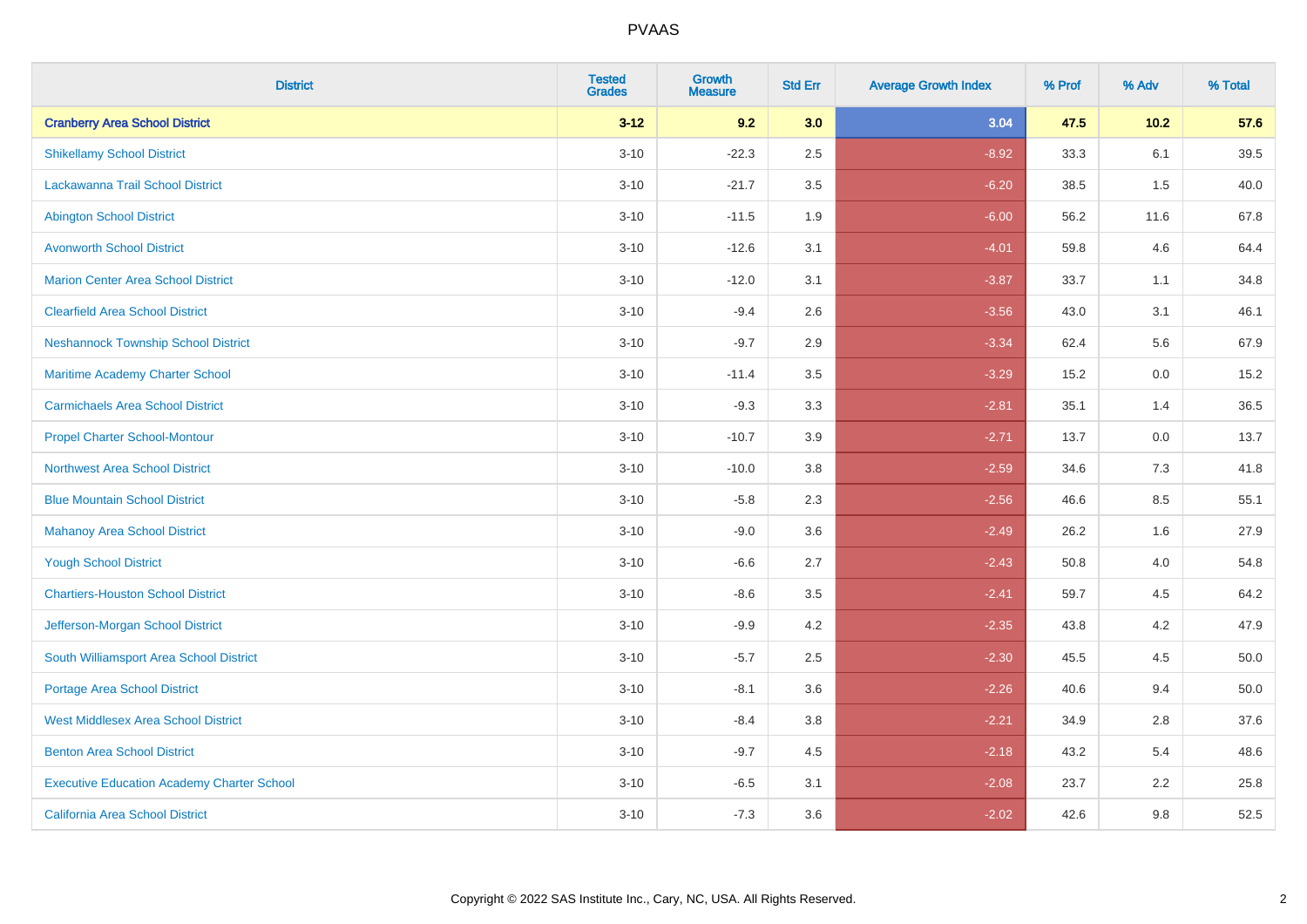# PVAAS

| District | Tested Grades | Growth Measure | Std Err | Average Growth Index | % Prof | % Adv | % Total |
|---|---|---|---|---|---|---|---|
| **Cranberry Area School District** | **3-12** | **9.2** | **3.0** | **3.04** | **47.5** | **10.2** | **57.6** |
| Shikellamy School District | 3-10 | -22.3 | 2.5 | -8.92 | 33.3 | 6.1 | 39.5 |
| Lackawanna Trail School District | 3-10 | -21.7 | 3.5 | -6.20 | 38.5 | 1.5 | 40.0 |
| Abington School District | 3-10 | -11.5 | 1.9 | -6.00 | 56.2 | 11.6 | 67.8 |
| Avonworth School District | 3-10 | -12.6 | 3.1 | -4.01 | 59.8 | 4.6 | 64.4 |
| Marion Center Area School District | 3-10 | -12.0 | 3.1 | -3.87 | 33.7 | 1.1 | 34.8 |
| Clearfield Area School District | 3-10 | -9.4 | 2.6 | -3.56 | 43.0 | 3.1 | 46.1 |
| Neshannock Township School District | 3-10 | -9.7 | 2.9 | -3.34 | 62.4 | 5.6 | 67.9 |
| Maritime Academy Charter School | 3-10 | -11.4 | 3.5 | -3.29 | 15.2 | 0.0 | 15.2 |
| Carmichaels Area School District | 3-10 | -9.3 | 3.3 | -2.81 | 35.1 | 1.4 | 36.5 |
| Propel Charter School-Montour | 3-10 | -10.7 | 3.9 | -2.71 | 13.7 | 0.0 | 13.7 |
| Northwest Area School District | 3-10 | -10.0 | 3.8 | -2.59 | 34.6 | 7.3 | 41.8 |
| Blue Mountain School District | 3-10 | -5.8 | 2.3 | -2.56 | 46.6 | 8.5 | 55.1 |
| Mahanoy Area School District | 3-10 | -9.0 | 3.6 | -2.49 | 26.2 | 1.6 | 27.9 |
| Yough School District | 3-10 | -6.6 | 2.7 | -2.43 | 50.8 | 4.0 | 54.8 |
| Chartiers-Houston School District | 3-10 | -8.6 | 3.5 | -2.41 | 59.7 | 4.5 | 64.2 |
| Jefferson-Morgan School District | 3-10 | -9.9 | 4.2 | -2.35 | 43.8 | 4.2 | 47.9 |
| South Williamsport Area School District | 3-10 | -5.7 | 2.5 | -2.30 | 45.5 | 4.5 | 50.0 |
| Portage Area School District | 3-10 | -8.1 | 3.6 | -2.26 | 40.6 | 9.4 | 50.0 |
| West Middlesex Area School District | 3-10 | -8.4 | 3.8 | -2.21 | 34.9 | 2.8 | 37.6 |
| Benton Area School District | 3-10 | -9.7 | 4.5 | -2.18 | 43.2 | 5.4 | 48.6 |
| Executive Education Academy Charter School | 3-10 | -6.5 | 3.1 | -2.08 | 23.7 | 2.2 | 25.8 |
| California Area School District | 3-10 | -7.3 | 3.6 | -2.02 | 42.6 | 9.8 | 52.5 |

Copyright © 2022 SAS Institute Inc., Cary, NC, USA. All Rights Reserved.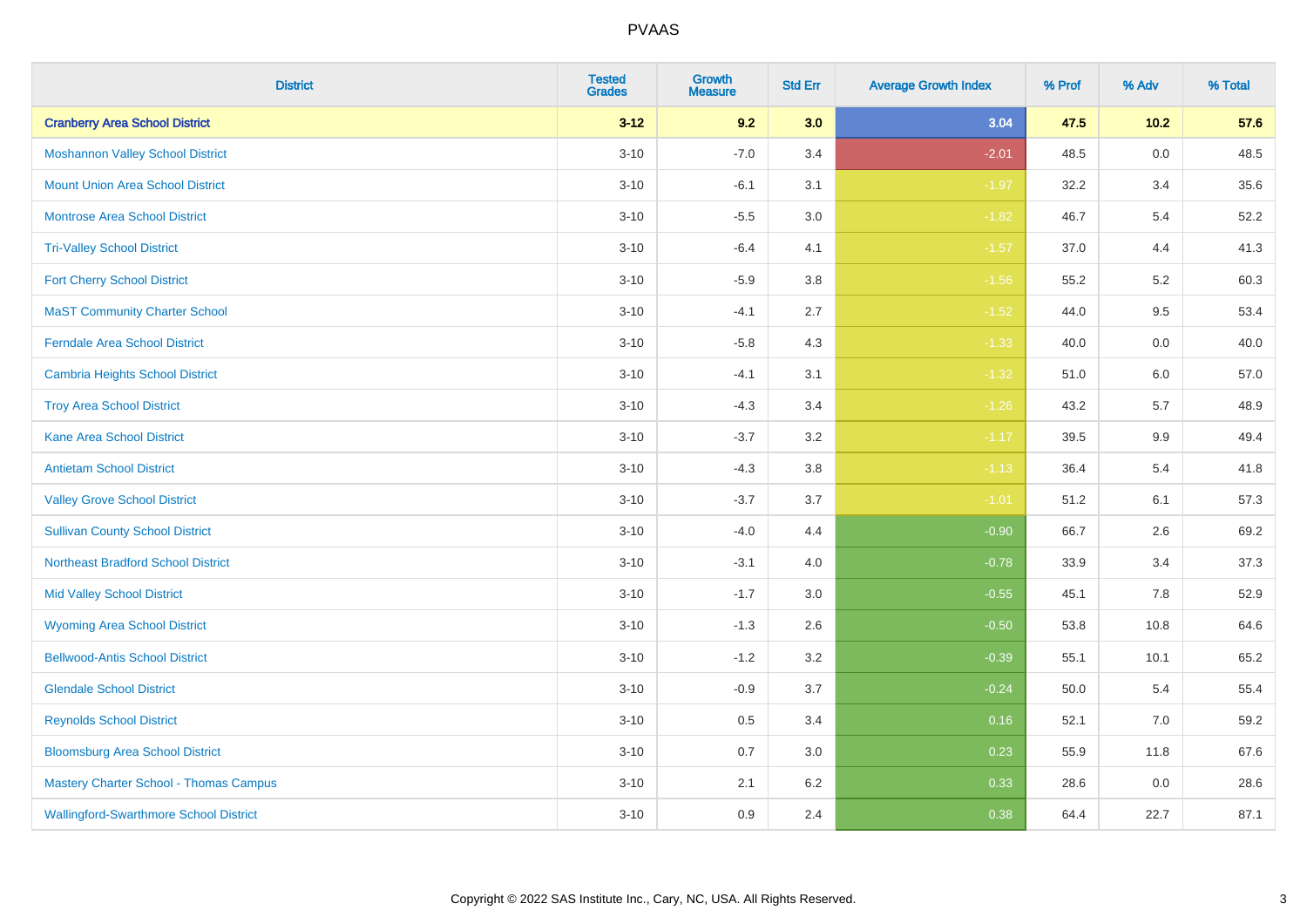# PVAAS

| District | Tested Grades | Growth Measure | Std Err | Average Growth Index | % Prof | % Adv | % Total |
|---|---|---|---|---|---|---|---|
| **Cranberry Area School District** | **3-12** | **9.2** | **3.0** | **3.04** | **47.5** | **10.2** | **57.6** |
| Moshannon Valley School District | 3-10 | -7.0 | 3.4 | -2.01 | 48.5 | 0.0 | 48.5 |
| Mount Union Area School District | 3-10 | -6.1 | 3.1 | -1.97 | 32.2 | 3.4 | 35.6 |
| Montrose Area School District | 3-10 | -5.5 | 3.0 | -1.82 | 46.7 | 5.4 | 52.2 |
| Tri-Valley School District | 3-10 | -6.4 | 4.1 | -1.57 | 37.0 | 4.4 | 41.3 |
| Fort Cherry School District | 3-10 | -5.9 | 3.8 | -1.56 | 55.2 | 5.2 | 60.3 |
| MaST Community Charter School | 3-10 | -4.1 | 2.7 | -1.52 | 44.0 | 9.5 | 53.4 |
| Ferndale Area School District | 3-10 | -5.8 | 4.3 | -1.33 | 40.0 | 0.0 | 40.0 |
| Cambria Heights School District | 3-10 | -4.1 | 3.1 | -1.32 | 51.0 | 6.0 | 57.0 |
| Troy Area School District | 3-10 | -4.3 | 3.4 | -1.26 | 43.2 | 5.7 | 48.9 |
| Kane Area School District | 3-10 | -3.7 | 3.2 | -1.17 | 39.5 | 9.9 | 49.4 |
| Antietam School District | 3-10 | -4.3 | 3.8 | -1.13 | 36.4 | 5.4 | 41.8 |
| Valley Grove School District | 3-10 | -3.7 | 3.7 | -1.01 | 51.2 | 6.1 | 57.3 |
| Sullivan County School District | 3-10 | -4.0 | 4.4 | -0.90 | 66.7 | 2.6 | 69.2 |
| Northeast Bradford School District | 3-10 | -3.1 | 4.0 | -0.78 | 33.9 | 3.4 | 37.3 |
| Mid Valley School District | 3-10 | -1.7 | 3.0 | -0.55 | 45.1 | 7.8 | 52.9 |
| Wyoming Area School District | 3-10 | -1.3 | 2.6 | -0.50 | 53.8 | 10.8 | 64.6 |
| Bellwood-Antis School District | 3-10 | -1.2 | 3.2 | -0.39 | 55.1 | 10.1 | 65.2 |
| Glendale School District | 3-10 | -0.9 | 3.7 | -0.24 | 50.0 | 5.4 | 55.4 |
| Reynolds School District | 3-10 | 0.5 | 3.4 | 0.16 | 52.1 | 7.0 | 59.2 |
| Bloomsburg Area School District | 3-10 | 0.7 | 3.0 | 0.23 | 55.9 | 11.8 | 67.6 |
| Mastery Charter School - Thomas Campus | 3-10 | 2.1 | 6.2 | 0.33 | 28.6 | 0.0 | 28.6 |
| Wallingford-Swarthmore School District | 3-10 | 0.9 | 2.4 | 0.38 | 64.4 | 22.7 | 87.1 |

Copyright © 2022 SAS Institute Inc., Cary, NC, USA. All Rights Reserved.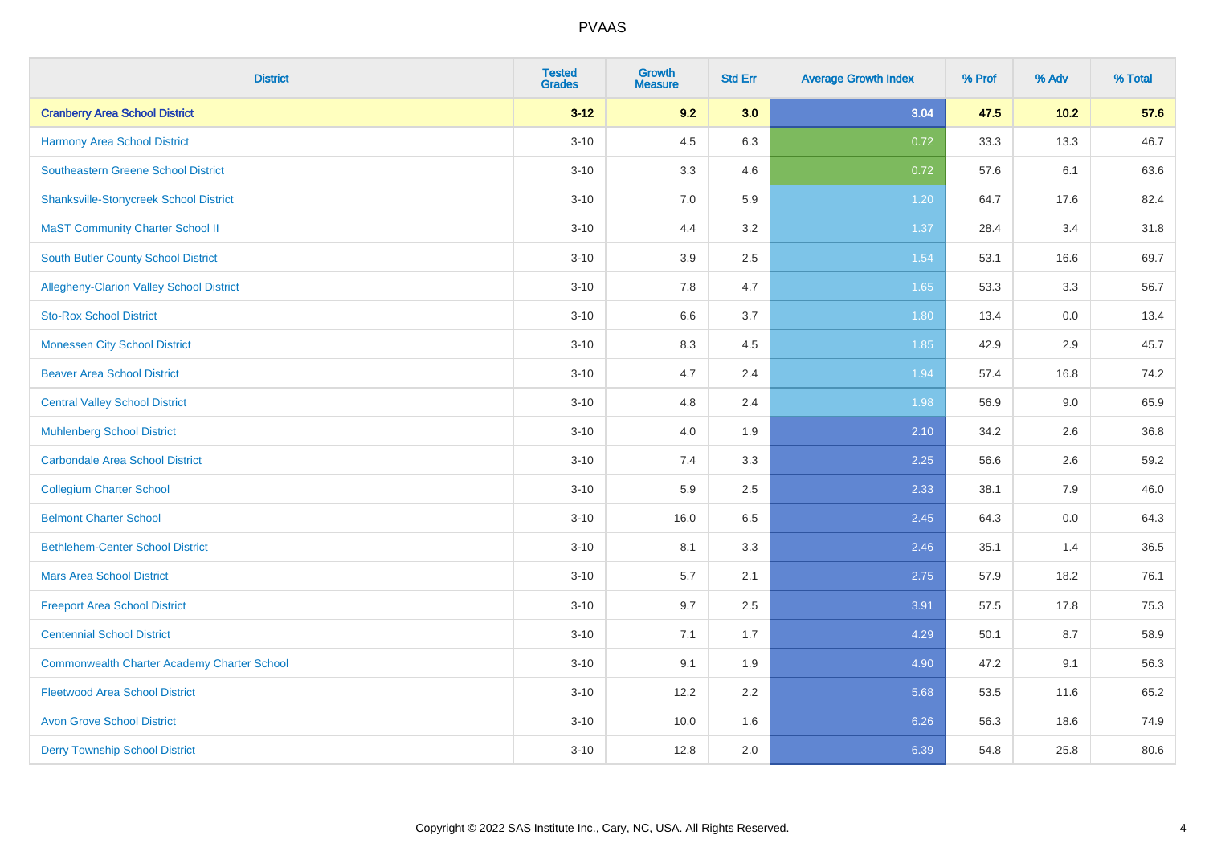PVAAS

| District | Tested Grades | Growth Measure | Std Err | Average Growth Index | % Prof | % Adv | % Total |
|---|---|---|---|---|---|---|---|
| **Cranberry Area School District** | **3-12** | **9.2** | **3.0** | **3.04** | **47.5** | **10.2** | **57.6** |
| Harmony Area School District | 3-10 | 4.5 | 6.3 | 0.72 | 33.3 | 13.3 | 46.7 |
| Southeastern Greene School District | 3-10 | 3.3 | 4.6 | 0.72 | 57.6 | 6.1 | 63.6 |
| Shanksville-Stonycreek School District | 3-10 | 7.0 | 5.9 | 1.20 | 64.7 | 17.6 | 82.4 |
| MaST Community Charter School II | 3-10 | 4.4 | 3.2 | 1.37 | 28.4 | 3.4 | 31.8 |
| South Butler County School District | 3-10 | 3.9 | 2.5 | 1.54 | 53.1 | 16.6 | 69.7 |
| Allegheny-Clarion Valley School District | 3-10 | 7.8 | 4.7 | 1.65 | 53.3 | 3.3 | 56.7 |
| Sto-Rox School District | 3-10 | 6.6 | 3.7 | 1.80 | 13.4 | 0.0 | 13.4 |
| Monessen City School District | 3-10 | 8.3 | 4.5 | 1.85 | 42.9 | 2.9 | 45.7 |
| Beaver Area School District | 3-10 | 4.7 | 2.4 | 1.94 | 57.4 | 16.8 | 74.2 |
| Central Valley School District | 3-10 | 4.8 | 2.4 | 1.98 | 56.9 | 9.0 | 65.9 |
| Muhlenberg School District | 3-10 | 4.0 | 1.9 | 2.10 | 34.2 | 2.6 | 36.8 |
| Carbondale Area School District | 3-10 | 7.4 | 3.3 | 2.25 | 56.6 | 2.6 | 59.2 |
| Collegium Charter School | 3-10 | 5.9 | 2.5 | 2.33 | 38.1 | 7.9 | 46.0 |
| Belmont Charter School | 3-10 | 16.0 | 6.5 | 2.45 | 64.3 | 0.0 | 64.3 |
| Bethlehem-Center School District | 3-10 | 8.1 | 3.3 | 2.46 | 35.1 | 1.4 | 36.5 |
| Mars Area School District | 3-10 | 5.7 | 2.1 | 2.75 | 57.9 | 18.2 | 76.1 |
| Freeport Area School District | 3-10 | 9.7 | 2.5 | 3.91 | 57.5 | 17.8 | 75.3 |
| Centennial School District | 3-10 | 7.1 | 1.7 | 4.29 | 50.1 | 8.7 | 58.9 |
| Commonwealth Charter Academy Charter School | 3-10 | 9.1 | 1.9 | 4.90 | 47.2 | 9.1 | 56.3 |
| Fleetwood Area School District | 3-10 | 12.2 | 2.2 | 5.68 | 53.5 | 11.6 | 65.2 |
| Avon Grove School District | 3-10 | 10.0 | 1.6 | 6.26 | 56.3 | 18.6 | 74.9 |
| Derry Township School District | 3-10 | 12.8 | 2.0 | 6.39 | 54.8 | 25.8 | 80.6 |

Copyright © 2022 SAS Institute Inc., Cary, NC, USA. All Rights Reserved.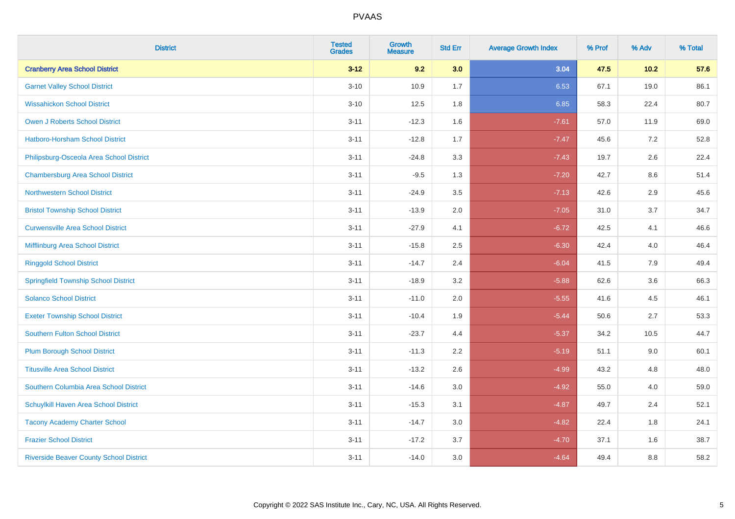# PVAAS

| District | Tested Grades | Growth Measure | Std Err | Average Growth Index | % Prof | % Adv | % Total |
|---|---|---|---|---|---|---|---|
| **Cranberry Area School District** | **3-12** | **9.2** | **3.0** | **3.04** | **47.5** | **10.2** | **57.6** |
| Garnet Valley School District | 3-10 | 10.9 | 1.7 | 6.53 | 67.1 | 19.0 | 86.1 |
| Wissahickon School District | 3-10 | 12.5 | 1.8 | 6.85 | 58.3 | 22.4 | 80.7 |
| Owen J Roberts School District | 3-11 | -12.3 | 1.6 | -7.61 | 57.0 | 11.9 | 69.0 |
| Hatboro-Horsham School District | 3-11 | -12.8 | 1.7 | -7.47 | 45.6 | 7.2 | 52.8 |
| Philipsburg-Osceola Area School District | 3-11 | -24.8 | 3.3 | -7.43 | 19.7 | 2.6 | 22.4 |
| Chambersburg Area School District | 3-11 | -9.5 | 1.3 | -7.20 | 42.7 | 8.6 | 51.4 |
| Northwestern School District | 3-11 | -24.9 | 3.5 | -7.13 | 42.6 | 2.9 | 45.6 |
| Bristol Township School District | 3-11 | -13.9 | 2.0 | -7.05 | 31.0 | 3.7 | 34.7 |
| Curwensville Area School District | 3-11 | -27.9 | 4.1 | -6.72 | 42.5 | 4.1 | 46.6 |
| Mifflinburg Area School District | 3-11 | -15.8 | 2.5 | -6.30 | 42.4 | 4.0 | 46.4 |
| Ringgold School District | 3-11 | -14.7 | 2.4 | -6.04 | 41.5 | 7.9 | 49.4 |
| Springfield Township School District | 3-11 | -18.9 | 3.2 | -5.88 | 62.6 | 3.6 | 66.3 |
| Solanco School District | 3-11 | -11.0 | 2.0 | -5.55 | 41.6 | 4.5 | 46.1 |
| Exeter Township School District | 3-11 | -10.4 | 1.9 | -5.44 | 50.6 | 2.7 | 53.3 |
| Southern Fulton School District | 3-11 | -23.7 | 4.4 | -5.37 | 34.2 | 10.5 | 44.7 |
| Plum Borough School District | 3-11 | -11.3 | 2.2 | -5.19 | 51.1 | 9.0 | 60.1 |
| Titusville Area School District | 3-11 | -13.2 | 2.6 | -4.99 | 43.2 | 4.8 | 48.0 |
| Southern Columbia Area School District | 3-11 | -14.6 | 3.0 | -4.92 | 55.0 | 4.0 | 59.0 |
| Schuylkill Haven Area School District | 3-11 | -15.3 | 3.1 | -4.87 | 49.7 | 2.4 | 52.1 |
| Tacony Academy Charter School | 3-11 | -14.7 | 3.0 | -4.82 | 22.4 | 1.8 | 24.1 |
| Frazier School District | 3-11 | -17.2 | 3.7 | -4.70 | 37.1 | 1.6 | 38.7 |
| Riverside Beaver County School District | 3-11 | -14.0 | 3.0 | -4.64 | 49.4 | 8.8 | 58.2 |

Copyright © 2022 SAS Institute Inc., Cary, NC, USA. All Rights Reserved.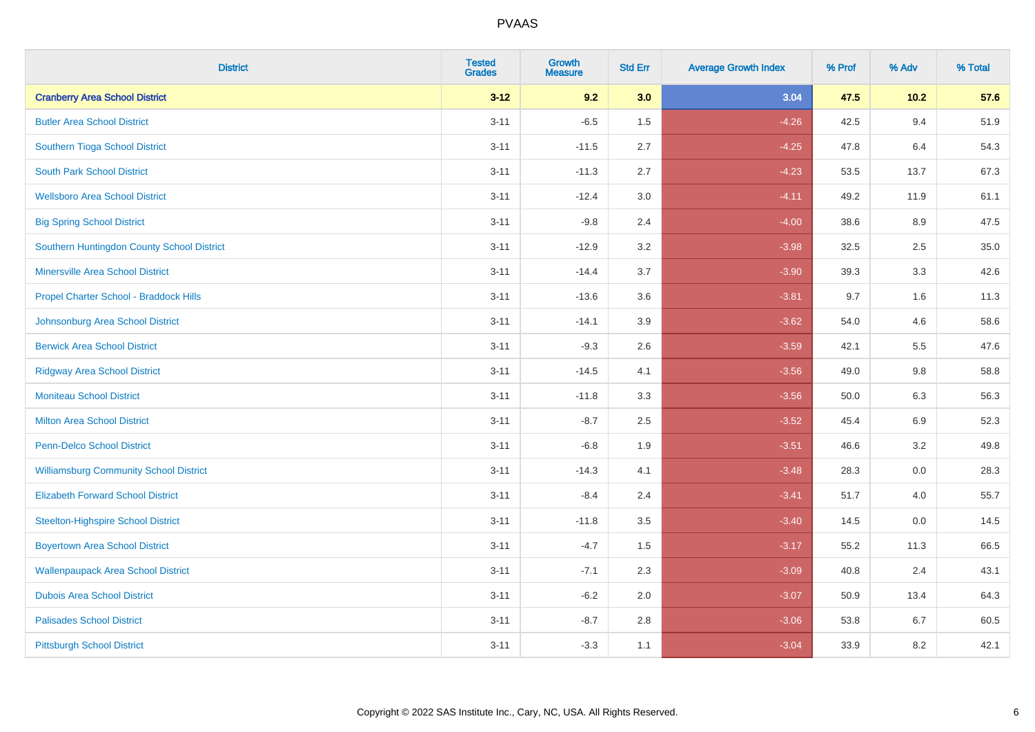# PVAAS

| District | Tested Grades | Growth Measure | Std Err | Average Growth Index | % Prof | % Adv | % Total |
|---|---|---|---|---|---|---|---|
| **Cranberry Area School District** | **3-12** | **9.2** | **3.0** | **3.04** | **47.5** | **10.2** | **57.6** |
| Butler Area School District | 3-11 | -6.5 | 1.5 | -4.26 | 42.5 | 9.4 | 51.9 |
| Southern Tioga School District | 3-11 | -11.5 | 2.7 | -4.25 | 47.8 | 6.4 | 54.3 |
| South Park School District | 3-11 | -11.3 | 2.7 | -4.23 | 53.5 | 13.7 | 67.3 |
| Wellsboro Area School District | 3-11 | -12.4 | 3.0 | -4.11 | 49.2 | 11.9 | 61.1 |
| Big Spring School District | 3-11 | -9.8 | 2.4 | -4.00 | 38.6 | 8.9 | 47.5 |
| Southern Huntingdon County School District | 3-11 | -12.9 | 3.2 | -3.98 | 32.5 | 2.5 | 35.0 |
| Minersville Area School District | 3-11 | -14.4 | 3.7 | -3.90 | 39.3 | 3.3 | 42.6 |
| Propel Charter School - Braddock Hills | 3-11 | -13.6 | 3.6 | -3.81 | 9.7 | 1.6 | 11.3 |
| Johnsonburg Area School District | 3-11 | -14.1 | 3.9 | -3.62 | 54.0 | 4.6 | 58.6 |
| Berwick Area School District | 3-11 | -9.3 | 2.6 | -3.59 | 42.1 | 5.5 | 47.6 |
| Ridgway Area School District | 3-11 | -14.5 | 4.1 | -3.56 | 49.0 | 9.8 | 58.8 |
| Moniteau School District | 3-11 | -11.8 | 3.3 | -3.56 | 50.0 | 6.3 | 56.3 |
| Milton Area School District | 3-11 | -8.7 | 2.5 | -3.52 | 45.4 | 6.9 | 52.3 |
| Penn-Delco School District | 3-11 | -6.8 | 1.9 | -3.51 | 46.6 | 3.2 | 49.8 |
| Williamsburg Community School District | 3-11 | -14.3 | 4.1 | -3.48 | 28.3 | 0.0 | 28.3 |
| Elizabeth Forward School District | 3-11 | -8.4 | 2.4 | -3.41 | 51.7 | 4.0 | 55.7 |
| Steelton-Highspire School District | 3-11 | -11.8 | 3.5 | -3.40 | 14.5 | 0.0 | 14.5 |
| Boyertown Area School District | 3-11 | -4.7 | 1.5 | -3.17 | 55.2 | 11.3 | 66.5 |
| Wallenpaupack Area School District | 3-11 | -7.1 | 2.3 | -3.09 | 40.8 | 2.4 | 43.1 |
| Dubois Area School District | 3-11 | -6.2 | 2.0 | -3.07 | 50.9 | 13.4 | 64.3 |
| Palisades School District | 3-11 | -8.7 | 2.8 | -3.06 | 53.8 | 6.7 | 60.5 |
| Pittsburgh School District | 3-11 | -3.3 | 1.1 | -3.04 | 33.9 | 8.2 | 42.1 |

Copyright © 2022 SAS Institute Inc., Cary, NC, USA. All Rights Reserved.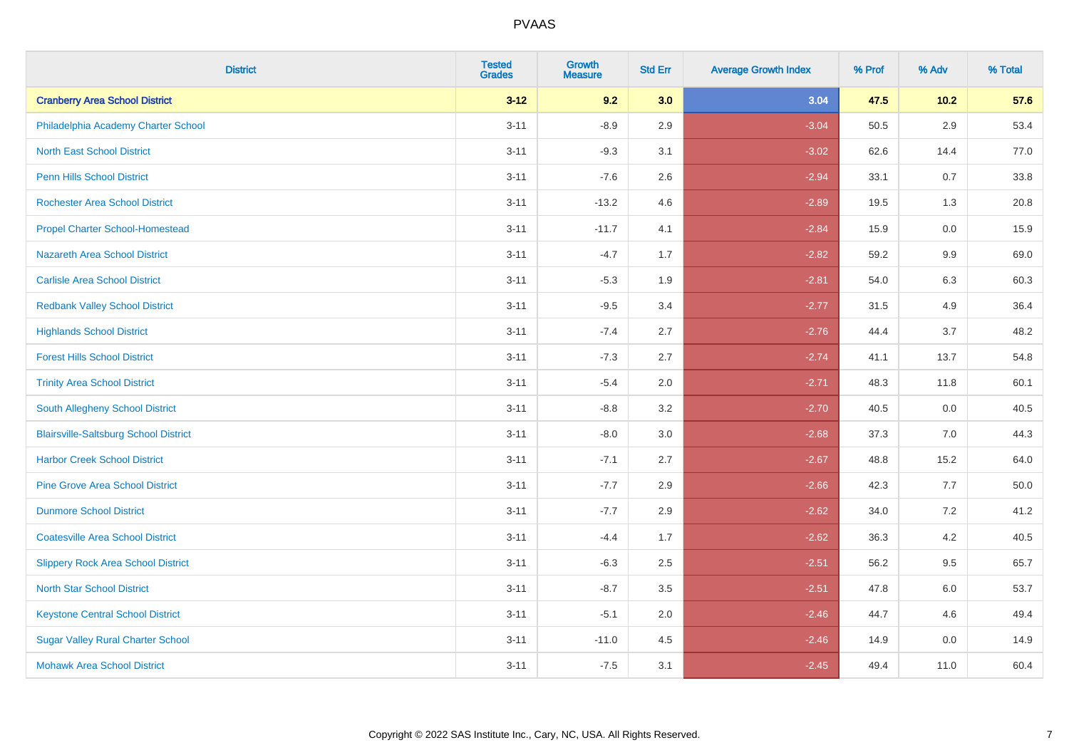# PVAAS

| District | Tested Grades | Growth Measure | Std Err | Average Growth Index | % Prof | % Adv | % Total |
|---|---|---|---|---|---|---|---|
| **Cranberry Area School District** | **3-12** | **9.2** | **3.0** | **3.04** | **47.5** | **10.2** | **57.6** |
| Philadelphia Academy Charter School | 3-11 | -8.9 | 2.9 | -3.04 | 50.5 | 2.9 | 53.4 |
| North East School District | 3-11 | -9.3 | 3.1 | -3.02 | 62.6 | 14.4 | 77.0 |
| Penn Hills School District | 3-11 | -7.6 | 2.6 | -2.94 | 33.1 | 0.7 | 33.8 |
| Rochester Area School District | 3-11 | -13.2 | 4.6 | -2.89 | 19.5 | 1.3 | 20.8 |
| Propel Charter School-Homestead | 3-11 | -11.7 | 4.1 | -2.84 | 15.9 | 0.0 | 15.9 |
| Nazareth Area School District | 3-11 | -4.7 | 1.7 | -2.82 | 59.2 | 9.9 | 69.0 |
| Carlisle Area School District | 3-11 | -5.3 | 1.9 | -2.81 | 54.0 | 6.3 | 60.3 |
| Redbank Valley School District | 3-11 | -9.5 | 3.4 | -2.77 | 31.5 | 4.9 | 36.4 |
| Highlands School District | 3-11 | -7.4 | 2.7 | -2.76 | 44.4 | 3.7 | 48.2 |
| Forest Hills School District | 3-11 | -7.3 | 2.7 | -2.74 | 41.1 | 13.7 | 54.8 |
| Trinity Area School District | 3-11 | -5.4 | 2.0 | -2.71 | 48.3 | 11.8 | 60.1 |
| South Allegheny School District | 3-11 | -8.8 | 3.2 | -2.70 | 40.5 | 0.0 | 40.5 |
| Blairsville-Saltsburg School District | 3-11 | -8.0 | 3.0 | -2.68 | 37.3 | 7.0 | 44.3 |
| Harbor Creek School District | 3-11 | -7.1 | 2.7 | -2.67 | 48.8 | 15.2 | 64.0 |
| Pine Grove Area School District | 3-11 | -7.7 | 2.9 | -2.66 | 42.3 | 7.7 | 50.0 |
| Dunmore School District | 3-11 | -7.7 | 2.9 | -2.62 | 34.0 | 7.2 | 41.2 |
| Coatesville Area School District | 3-11 | -4.4 | 1.7 | -2.62 | 36.3 | 4.2 | 40.5 |
| Slippery Rock Area School District | 3-11 | -6.3 | 2.5 | -2.51 | 56.2 | 9.5 | 65.7 |
| North Star School District | 3-11 | -8.7 | 3.5 | -2.51 | 47.8 | 6.0 | 53.7 |
| Keystone Central School District | 3-11 | -5.1 | 2.0 | -2.46 | 44.7 | 4.6 | 49.4 |
| Sugar Valley Rural Charter School | 3-11 | -11.0 | 4.5 | -2.46 | 14.9 | 0.0 | 14.9 |
| Mohawk Area School District | 3-11 | -7.5 | 3.1 | -2.45 | 49.4 | 11.0 | 60.4 |

Copyright © 2022 SAS Institute Inc., Cary, NC, USA. All Rights Reserved.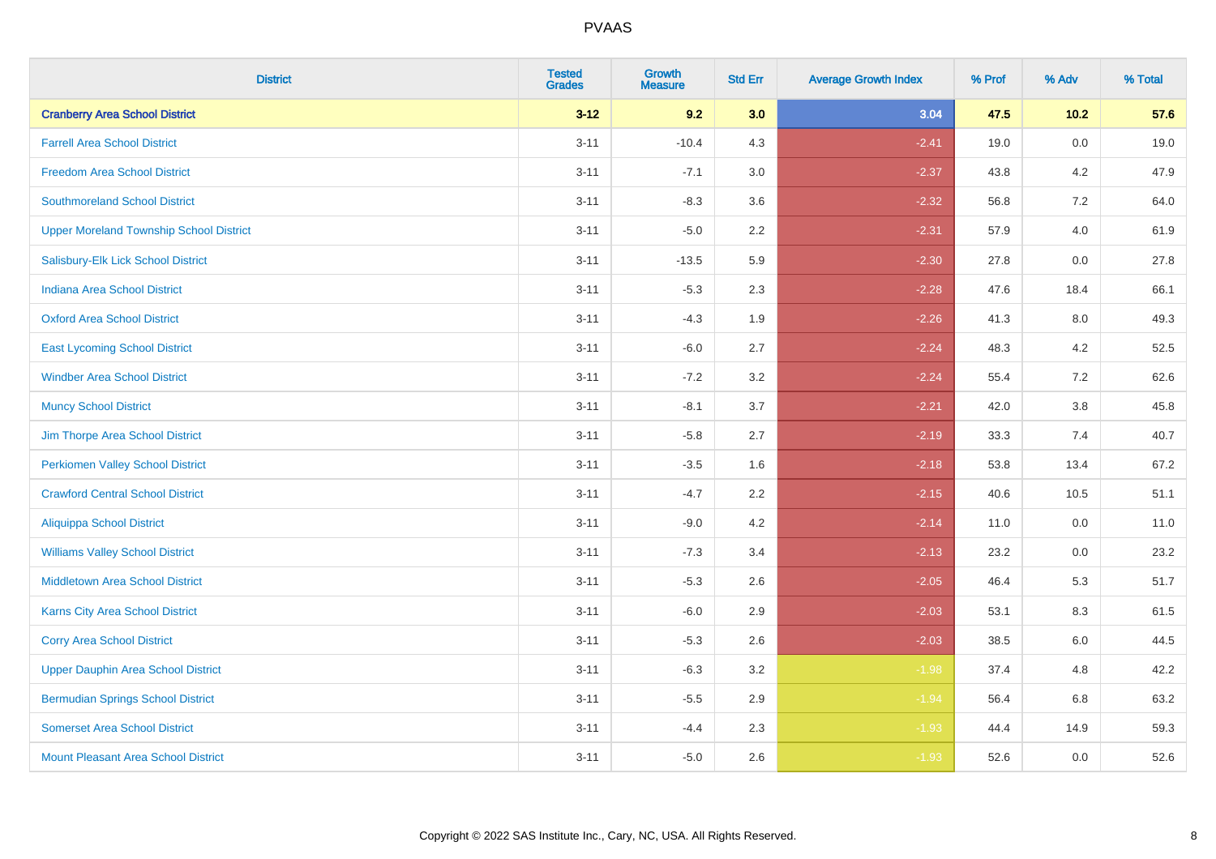# PVAAS

| District | Tested Grades | Growth Measure | Std Err | Average Growth Index | % Prof | % Adv | % Total |
|---|---|---|---|---|---|---|---|
| **Cranberry Area School District** | **3-12** | **9.2** | **3.0** | **3.04** | **47.5** | **10.2** | **57.6** |
| Farrell Area School District | 3-11 | -10.4 | 4.3 | -2.41 | 19.0 | 0.0 | 19.0 |
| Freedom Area School District | 3-11 | -7.1 | 3.0 | -2.37 | 43.8 | 4.2 | 47.9 |
| Southmoreland School District | 3-11 | -8.3 | 3.6 | -2.32 | 56.8 | 7.2 | 64.0 |
| Upper Moreland Township School District | 3-11 | -5.0 | 2.2 | -2.31 | 57.9 | 4.0 | 61.9 |
| Salisbury-Elk Lick School District | 3-11 | -13.5 | 5.9 | -2.30 | 27.8 | 0.0 | 27.8 |
| Indiana Area School District | 3-11 | -5.3 | 2.3 | -2.28 | 47.6 | 18.4 | 66.1 |
| Oxford Area School District | 3-11 | -4.3 | 1.9 | -2.26 | 41.3 | 8.0 | 49.3 |
| East Lycoming School District | 3-11 | -6.0 | 2.7 | -2.24 | 48.3 | 4.2 | 52.5 |
| Windber Area School District | 3-11 | -7.2 | 3.2 | -2.24 | 55.4 | 7.2 | 62.6 |
| Muncy School District | 3-11 | -8.1 | 3.7 | -2.21 | 42.0 | 3.8 | 45.8 |
| Jim Thorpe Area School District | 3-11 | -5.8 | 2.7 | -2.19 | 33.3 | 7.4 | 40.7 |
| Perkiomen Valley School District | 3-11 | -3.5 | 1.6 | -2.18 | 53.8 | 13.4 | 67.2 |
| Crawford Central School District | 3-11 | -4.7 | 2.2 | -2.15 | 40.6 | 10.5 | 51.1 |
| Aliquippa School District | 3-11 | -9.0 | 4.2 | -2.14 | 11.0 | 0.0 | 11.0 |
| Williams Valley School District | 3-11 | -7.3 | 3.4 | -2.13 | 23.2 | 0.0 | 23.2 |
| Middletown Area School District | 3-11 | -5.3 | 2.6 | -2.05 | 46.4 | 5.3 | 51.7 |
| Karns City Area School District | 3-11 | -6.0 | 2.9 | -2.03 | 53.1 | 8.3 | 61.5 |
| Corry Area School District | 3-11 | -5.3 | 2.6 | -2.03 | 38.5 | 6.0 | 44.5 |
| Upper Dauphin Area School District | 3-11 | -6.3 | 3.2 | -1.98 | 37.4 | 4.8 | 42.2 |
| Bermudian Springs School District | 3-11 | -5.5 | 2.9 | -1.94 | 56.4 | 6.8 | 63.2 |
| Somerset Area School District | 3-11 | -4.4 | 2.3 | -1.93 | 44.4 | 14.9 | 59.3 |
| Mount Pleasant Area School District | 3-11 | -5.0 | 2.6 | -1.93 | 52.6 | 0.0 | 52.6 |

Copyright © 2022 SAS Institute Inc., Cary, NC, USA. All Rights Reserved.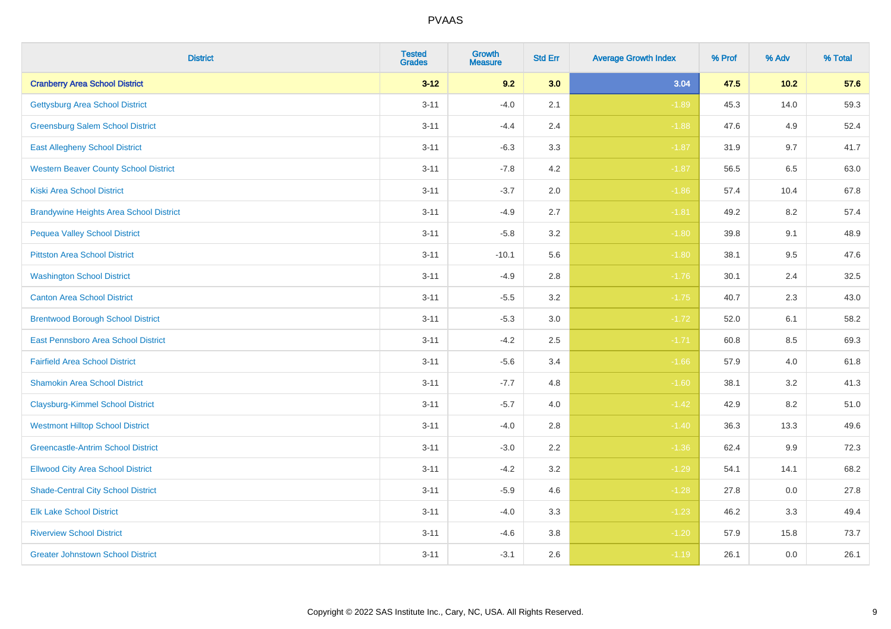| District | Tested Grades | Growth Measure | Std Err | Average Growth Index | % Prof | % Adv | % Total |
|---|---|---|---|---|---|---|---|
| **Cranberry Area School District** | **3-12** | **9.2** | **3.0** | **3.04** | **47.5** | **10.2** | **57.6** |
| Gettysburg Area School District | 3-11 | -4.0 | 2.1 | -1.89 | 45.3 | 14.0 | 59.3 |
| Greensburg Salem School District | 3-11 | -4.4 | 2.4 | -1.88 | 47.6 | 4.9 | 52.4 |
| East Allegheny School District | 3-11 | -6.3 | 3.3 | -1.87 | 31.9 | 9.7 | 41.7 |
| Western Beaver County School District | 3-11 | -7.8 | 4.2 | -1.87 | 56.5 | 6.5 | 63.0 |
| Kiski Area School District | 3-11 | -3.7 | 2.0 | -1.86 | 57.4 | 10.4 | 67.8 |
| Brandywine Heights Area School District | 3-11 | -4.9 | 2.7 | -1.81 | 49.2 | 8.2 | 57.4 |
| Pequea Valley School District | 3-11 | -5.8 | 3.2 | -1.80 | 39.8 | 9.1 | 48.9 |
| Pittston Area School District | 3-11 | -10.1 | 5.6 | -1.80 | 38.1 | 9.5 | 47.6 |
| Washington School District | 3-11 | -4.9 | 2.8 | -1.76 | 30.1 | 2.4 | 32.5 |
| Canton Area School District | 3-11 | -5.5 | 3.2 | -1.75 | 40.7 | 2.3 | 43.0 |
| Brentwood Borough School District | 3-11 | -5.3 | 3.0 | -1.72 | 52.0 | 6.1 | 58.2 |
| East Pennsboro Area School District | 3-11 | -4.2 | 2.5 | -1.71 | 60.8 | 8.5 | 69.3 |
| Fairfield Area School District | 3-11 | -5.6 | 3.4 | -1.66 | 57.9 | 4.0 | 61.8 |
| Shamokin Area School District | 3-11 | -7.7 | 4.8 | -1.60 | 38.1 | 3.2 | 41.3 |
| Claysburg-Kimmel School District | 3-11 | -5.7 | 4.0 | -1.42 | 42.9 | 8.2 | 51.0 |
| Westmont Hilltop School District | 3-11 | -4.0 | 2.8 | -1.40 | 36.3 | 13.3 | 49.6 |
| Greencastle-Antrim School District | 3-11 | -3.0 | 2.2 | -1.36 | 62.4 | 9.9 | 72.3 |
| Ellwood City Area School District | 3-11 | -4.2 | 3.2 | -1.29 | 54.1 | 14.1 | 68.2 |
| Shade-Central City School District | 3-11 | -5.9 | 4.6 | -1.28 | 27.8 | 0.0 | 27.8 |
| Elk Lake School District | 3-11 | -4.0 | 3.3 | -1.23 | 46.2 | 3.3 | 49.4 |
| Riverview School District | 3-11 | -4.6 | 3.8 | -1.20 | 57.9 | 15.8 | 73.7 |
| Greater Johnstown School District | 3-11 | -3.1 | 2.6 | -1.19 | 26.1 | 0.0 | 26.1 |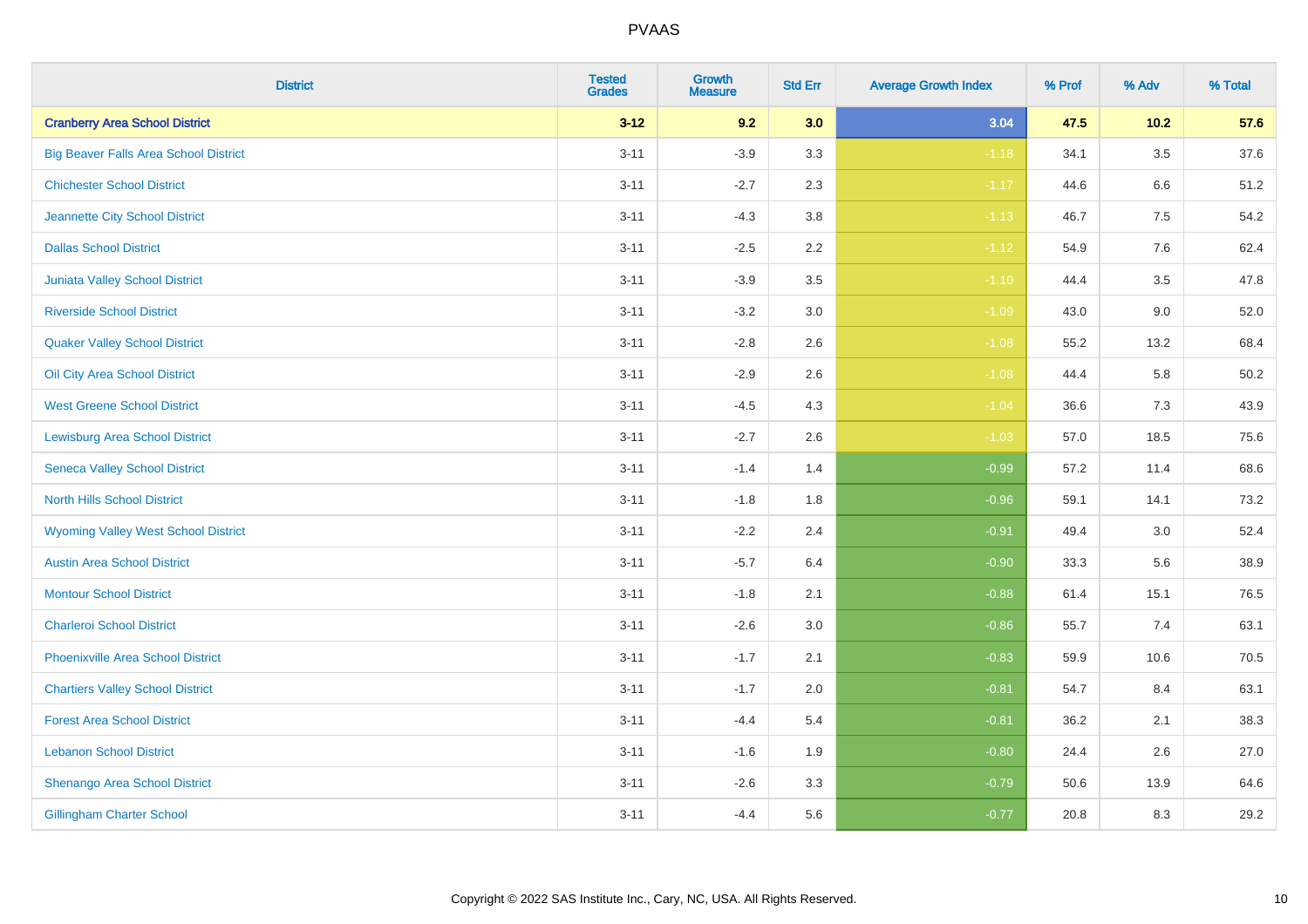| District | Tested Grades | Growth Measure | Std Err | Average Growth Index | % Prof | % Adv | % Total |
|---|---|---|---|---|---|---|---|
| **Cranberry Area School District** | **3-12** | **9.2** | **3.0** | **3.04** | **47.5** | **10.2** | **57.6** |
| Big Beaver Falls Area School District | 3-11 | -3.9 | 3.3 | -1.18 | 34.1 | 3.5 | 37.6 |
| Chichester School District | 3-11 | -2.7 | 2.3 | -1.17 | 44.6 | 6.6 | 51.2 |
| Jeannette City School District | 3-11 | -4.3 | 3.8 | -1.13 | 46.7 | 7.5 | 54.2 |
| Dallas School District | 3-11 | -2.5 | 2.2 | -1.12 | 54.9 | 7.6 | 62.4 |
| Juniata Valley School District | 3-11 | -3.9 | 3.5 | -1.10 | 44.4 | 3.5 | 47.8 |
| Riverside School District | 3-11 | -3.2 | 3.0 | -1.09 | 43.0 | 9.0 | 52.0 |
| Quaker Valley School District | 3-11 | -2.8 | 2.6 | -1.08 | 55.2 | 13.2 | 68.4 |
| Oil City Area School District | 3-11 | -2.9 | 2.6 | -1.08 | 44.4 | 5.8 | 50.2 |
| West Greene School District | 3-11 | -4.5 | 4.3 | -1.04 | 36.6 | 7.3 | 43.9 |
| Lewisburg Area School District | 3-11 | -2.7 | 2.6 | -1.03 | 57.0 | 18.5 | 75.6 |
| Seneca Valley School District | 3-11 | -1.4 | 1.4 | -0.99 | 57.2 | 11.4 | 68.6 |
| North Hills School District | 3-11 | -1.8 | 1.8 | -0.96 | 59.1 | 14.1 | 73.2 |
| Wyoming Valley West School District | 3-11 | -2.2 | 2.4 | -0.91 | 49.4 | 3.0 | 52.4 |
| Austin Area School District | 3-11 | -5.7 | 6.4 | -0.90 | 33.3 | 5.6 | 38.9 |
| Montour School District | 3-11 | -1.8 | 2.1 | -0.88 | 61.4 | 15.1 | 76.5 |
| Charleroi School District | 3-11 | -2.6 | 3.0 | -0.86 | 55.7 | 7.4 | 63.1 |
| Phoenixville Area School District | 3-11 | -1.7 | 2.1 | -0.83 | 59.9 | 10.6 | 70.5 |
| Chartiers Valley School District | 3-11 | -1.7 | 2.0 | -0.81 | 54.7 | 8.4 | 63.1 |
| Forest Area School District | 3-11 | -4.4 | 5.4 | -0.81 | 36.2 | 2.1 | 38.3 |
| Lebanon School District | 3-11 | -1.6 | 1.9 | -0.80 | 24.4 | 2.6 | 27.0 |
| Shenango Area School District | 3-11 | -2.6 | 3.3 | -0.79 | 50.6 | 13.9 | 64.6 |
| Gillingham Charter School | 3-11 | -4.4 | 5.6 | -0.77 | 20.8 | 8.3 | 29.2 |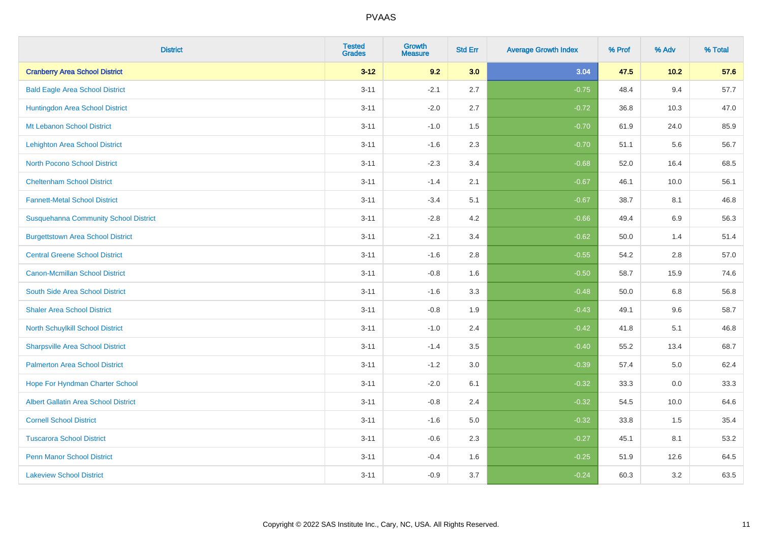# PVAAS

| District | Tested Grades | Growth Measure | Std Err | Average Growth Index | % Prof | % Adv | % Total |
|---|---|---|---|---|---|---|---|
| **Cranberry Area School District** | **3-12** | **9.2** | **3.0** | **3.04** | **47.5** | **10.2** | **57.6** |
| Bald Eagle Area School District | 3-11 | -2.1 | 2.7 | -0.75 | 48.4 | 9.4 | 57.7 |
| Huntingdon Area School District | 3-11 | -2.0 | 2.7 | -0.72 | 36.8 | 10.3 | 47.0 |
| Mt Lebanon School District | 3-11 | -1.0 | 1.5 | -0.70 | 61.9 | 24.0 | 85.9 |
| Lehighton Area School District | 3-11 | -1.6 | 2.3 | -0.70 | 51.1 | 5.6 | 56.7 |
| North Pocono School District | 3-11 | -2.3 | 3.4 | -0.68 | 52.0 | 16.4 | 68.5 |
| Cheltenham School District | 3-11 | -1.4 | 2.1 | -0.67 | 46.1 | 10.0 | 56.1 |
| Fannett-Metal School District | 3-11 | -3.4 | 5.1 | -0.67 | 38.7 | 8.1 | 46.8 |
| Susquehanna Community School District | 3-11 | -2.8 | 4.2 | -0.66 | 49.4 | 6.9 | 56.3 |
| Burgettstown Area School District | 3-11 | -2.1 | 3.4 | -0.62 | 50.0 | 1.4 | 51.4 |
| Central Greene School District | 3-11 | -1.6 | 2.8 | -0.55 | 54.2 | 2.8 | 57.0 |
| Canon-Mcmillan School District | 3-11 | -0.8 | 1.6 | -0.50 | 58.7 | 15.9 | 74.6 |
| South Side Area School District | 3-11 | -1.6 | 3.3 | -0.48 | 50.0 | 6.8 | 56.8 |
| Shaler Area School District | 3-11 | -0.8 | 1.9 | -0.43 | 49.1 | 9.6 | 58.7 |
| North Schuylkill School District | 3-11 | -1.0 | 2.4 | -0.42 | 41.8 | 5.1 | 46.8 |
| Sharpsville Area School District | 3-11 | -1.4 | 3.5 | -0.40 | 55.2 | 13.4 | 68.7 |
| Palmerton Area School District | 3-11 | -1.2 | 3.0 | -0.39 | 57.4 | 5.0 | 62.4 |
| Hope For Hyndman Charter School | 3-11 | -2.0 | 6.1 | -0.32 | 33.3 | 0.0 | 33.3 |
| Albert Gallatin Area School District | 3-11 | -0.8 | 2.4 | -0.32 | 54.5 | 10.0 | 64.6 |
| Cornell School District | 3-11 | -1.6 | 5.0 | -0.32 | 33.8 | 1.5 | 35.4 |
| Tuscarora School District | 3-11 | -0.6 | 2.3 | -0.27 | 45.1 | 8.1 | 53.2 |
| Penn Manor School District | 3-11 | -0.4 | 1.6 | -0.25 | 51.9 | 12.6 | 64.5 |
| Lakeview School District | 3-11 | -0.9 | 3.7 | -0.24 | 60.3 | 3.2 | 63.5 |

Copyright © 2022 SAS Institute Inc., Cary, NC, USA. All Rights Reserved.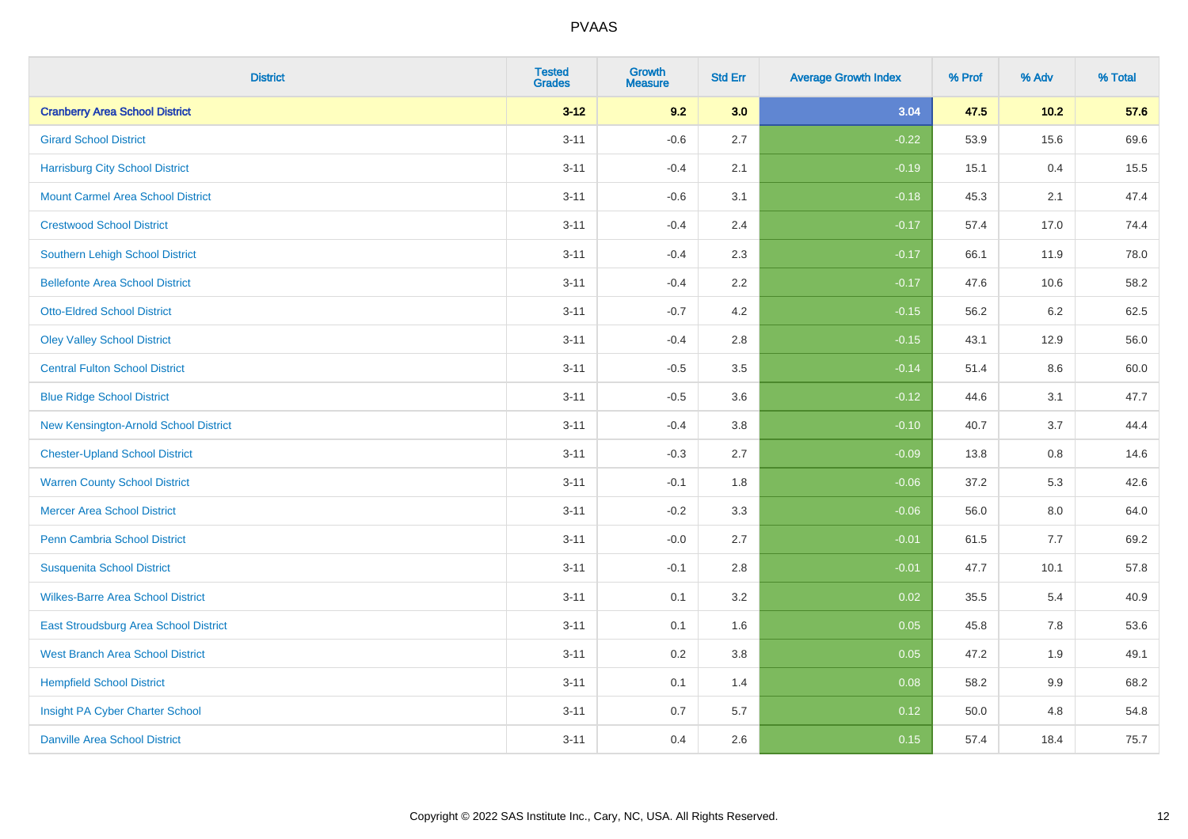| District | Tested Grades | Growth Measure | Std Err | Average Growth Index | % Prof | % Adv | % Total |
|---|---|---|---|---|---|---|---|
| **Cranberry Area School District** | **3-12** | **9.2** | **3.0** | **3.04** | **47.5** | **10.2** | **57.6** |
| Girard School District | 3-11 | -0.6 | 2.7 | -0.22 | 53.9 | 15.6 | 69.6 |
| Harrisburg City School District | 3-11 | -0.4 | 2.1 | -0.19 | 15.1 | 0.4 | 15.5 |
| Mount Carmel Area School District | 3-11 | -0.6 | 3.1 | -0.18 | 45.3 | 2.1 | 47.4 |
| Crestwood School District | 3-11 | -0.4 | 2.4 | -0.17 | 57.4 | 17.0 | 74.4 |
| Southern Lehigh School District | 3-11 | -0.4 | 2.3 | -0.17 | 66.1 | 11.9 | 78.0 |
| Bellefonte Area School District | 3-11 | -0.4 | 2.2 | -0.17 | 47.6 | 10.6 | 58.2 |
| Otto-Eldred School District | 3-11 | -0.7 | 4.2 | -0.15 | 56.2 | 6.2 | 62.5 |
| Oley Valley School District | 3-11 | -0.4 | 2.8 | -0.15 | 43.1 | 12.9 | 56.0 |
| Central Fulton School District | 3-11 | -0.5 | 3.5 | -0.14 | 51.4 | 8.6 | 60.0 |
| Blue Ridge School District | 3-11 | -0.5 | 3.6 | -0.12 | 44.6 | 3.1 | 47.7 |
| New Kensington-Arnold School District | 3-11 | -0.4 | 3.8 | -0.10 | 40.7 | 3.7 | 44.4 |
| Chester-Upland School District | 3-11 | -0.3 | 2.7 | -0.09 | 13.8 | 0.8 | 14.6 |
| Warren County School District | 3-11 | -0.1 | 1.8 | -0.06 | 37.2 | 5.3 | 42.6 |
| Mercer Area School District | 3-11 | -0.2 | 3.3 | -0.06 | 56.0 | 8.0 | 64.0 |
| Penn Cambria School District | 3-11 | -0.0 | 2.7 | -0.01 | 61.5 | 7.7 | 69.2 |
| Susquenita School District | 3-11 | -0.1 | 2.8 | -0.01 | 47.7 | 10.1 | 57.8 |
| Wilkes-Barre Area School District | 3-11 | 0.1 | 3.2 | 0.02 | 35.5 | 5.4 | 40.9 |
| East Stroudsburg Area School District | 3-11 | 0.1 | 1.6 | 0.05 | 45.8 | 7.8 | 53.6 |
| West Branch Area School District | 3-11 | 0.2 | 3.8 | 0.05 | 47.2 | 1.9 | 49.1 |
| Hempfield School District | 3-11 | 0.1 | 1.4 | 0.08 | 58.2 | 9.9 | 68.2 |
| Insight PA Cyber Charter School | 3-11 | 0.7 | 5.7 | 0.12 | 50.0 | 4.8 | 54.8 |
| Danville Area School District | 3-11 | 0.4 | 2.6 | 0.15 | 57.4 | 18.4 | 75.7 |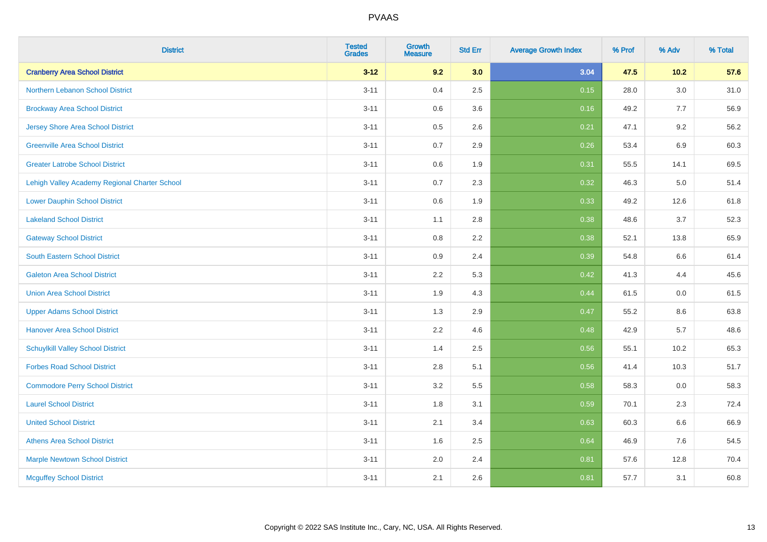# PVAAS

| District | Tested Grades | Growth Measure | Std Err | Average Growth Index | % Prof | % Adv | % Total |
|---|---|---|---|---|---|---|---|
| **Cranberry Area School District** | **3-12** | **9.2** | **3.0** | **3.04** | **47.5** | **10.2** | **57.6** |
| Northern Lebanon School District | 3-11 | 0.4 | 2.5 | 0.15 | 28.0 | 3.0 | 31.0 |
| Brockway Area School District | 3-11 | 0.6 | 3.6 | 0.16 | 49.2 | 7.7 | 56.9 |
| Jersey Shore Area School District | 3-11 | 0.5 | 2.6 | 0.21 | 47.1 | 9.2 | 56.2 |
| Greenville Area School District | 3-11 | 0.7 | 2.9 | 0.26 | 53.4 | 6.9 | 60.3 |
| Greater Latrobe School District | 3-11 | 0.6 | 1.9 | 0.31 | 55.5 | 14.1 | 69.5 |
| Lehigh Valley Academy Regional Charter School | 3-11 | 0.7 | 2.3 | 0.32 | 46.3 | 5.0 | 51.4 |
| Lower Dauphin School District | 3-11 | 0.6 | 1.9 | 0.33 | 49.2 | 12.6 | 61.8 |
| Lakeland School District | 3-11 | 1.1 | 2.8 | 0.38 | 48.6 | 3.7 | 52.3 |
| Gateway School District | 3-11 | 0.8 | 2.2 | 0.38 | 52.1 | 13.8 | 65.9 |
| South Eastern School District | 3-11 | 0.9 | 2.4 | 0.39 | 54.8 | 6.6 | 61.4 |
| Galeton Area School District | 3-11 | 2.2 | 5.3 | 0.42 | 41.3 | 4.4 | 45.6 |
| Union Area School District | 3-11 | 1.9 | 4.3 | 0.44 | 61.5 | 0.0 | 61.5 |
| Upper Adams School District | 3-11 | 1.3 | 2.9 | 0.47 | 55.2 | 8.6 | 63.8 |
| Hanover Area School District | 3-11 | 2.2 | 4.6 | 0.48 | 42.9 | 5.7 | 48.6 |
| Schuylkill Valley School District | 3-11 | 1.4 | 2.5 | 0.56 | 55.1 | 10.2 | 65.3 |
| Forbes Road School District | 3-11 | 2.8 | 5.1 | 0.56 | 41.4 | 10.3 | 51.7 |
| Commodore Perry School District | 3-11 | 3.2 | 5.5 | 0.58 | 58.3 | 0.0 | 58.3 |
| Laurel School District | 3-11 | 1.8 | 3.1 | 0.59 | 70.1 | 2.3 | 72.4 |
| United School District | 3-11 | 2.1 | 3.4 | 0.63 | 60.3 | 6.6 | 66.9 |
| Athens Area School District | 3-11 | 1.6 | 2.5 | 0.64 | 46.9 | 7.6 | 54.5 |
| Marple Newtown School District | 3-11 | 2.0 | 2.4 | 0.81 | 57.6 | 12.8 | 70.4 |
| Mcguffey School District | 3-11 | 2.1 | 2.6 | 0.81 | 57.7 | 3.1 | 60.8 |

Copyright © 2022 SAS Institute Inc., Cary, NC, USA. All Rights Reserved.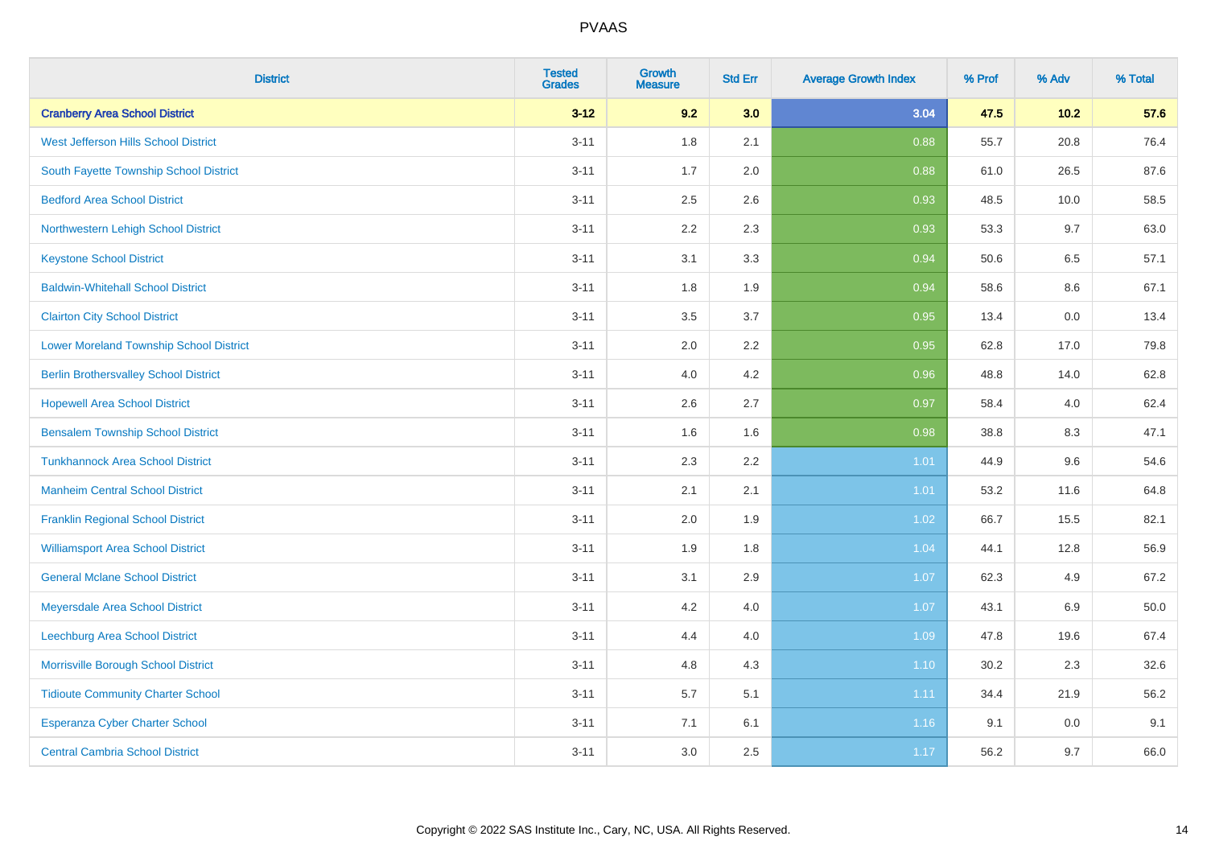| District | Tested Grades | Growth Measure | Std Err | Average Growth Index | % Prof | % Adv | % Total |
|---|---|---|---|---|---|---|---|
| **Cranberry Area School District** | **3-12** | **9.2** | **3.0** | **3.04** | **47.5** | **10.2** | **57.6** |
| West Jefferson Hills School District | 3-11 | 1.8 | 2.1 | 0.88 | 55.7 | 20.8 | 76.4 |
| South Fayette Township School District | 3-11 | 1.7 | 2.0 | 0.88 | 61.0 | 26.5 | 87.6 |
| Bedford Area School District | 3-11 | 2.5 | 2.6 | 0.93 | 48.5 | 10.0 | 58.5 |
| Northwestern Lehigh School District | 3-11 | 2.2 | 2.3 | 0.93 | 53.3 | 9.7 | 63.0 |
| Keystone School District | 3-11 | 3.1 | 3.3 | 0.94 | 50.6 | 6.5 | 57.1 |
| Baldwin-Whitehall School District | 3-11 | 1.8 | 1.9 | 0.94 | 58.6 | 8.6 | 67.1 |
| Clairton City School District | 3-11 | 3.5 | 3.7 | 0.95 | 13.4 | 0.0 | 13.4 |
| Lower Moreland Township School District | 3-11 | 2.0 | 2.2 | 0.95 | 62.8 | 17.0 | 79.8 |
| Berlin Brothersvalley School District | 3-11 | 4.0 | 4.2 | 0.96 | 48.8 | 14.0 | 62.8 |
| Hopewell Area School District | 3-11 | 2.6 | 2.7 | 0.97 | 58.4 | 4.0 | 62.4 |
| Bensalem Township School District | 3-11 | 1.6 | 1.6 | 0.98 | 38.8 | 8.3 | 47.1 |
| Tunkhannock Area School District | 3-11 | 2.3 | 2.2 | 1.01 | 44.9 | 9.6 | 54.6 |
| Manheim Central School District | 3-11 | 2.1 | 2.1 | 1.01 | 53.2 | 11.6 | 64.8 |
| Franklin Regional School District | 3-11 | 2.0 | 1.9 | 1.02 | 66.7 | 15.5 | 82.1 |
| Williamsport Area School District | 3-11 | 1.9 | 1.8 | 1.04 | 44.1 | 12.8 | 56.9 |
| General Mclane School District | 3-11 | 3.1 | 2.9 | 1.07 | 62.3 | 4.9 | 67.2 |
| Meyersdale Area School District | 3-11 | 4.2 | 4.0 | 1.07 | 43.1 | 6.9 | 50.0 |
| Leechburg Area School District | 3-11 | 4.4 | 4.0 | 1.09 | 47.8 | 19.6 | 67.4 |
| Morrisville Borough School District | 3-11 | 4.8 | 4.3 | 1.10 | 30.2 | 2.3 | 32.6 |
| Tidioute Community Charter School | 3-11 | 5.7 | 5.1 | 1.11 | 34.4 | 21.9 | 56.2 |
| Esperanza Cyber Charter School | 3-11 | 7.1 | 6.1 | 1.16 | 9.1 | 0.0 | 9.1 |
| Central Cambria School District | 3-11 | 3.0 | 2.5 | 1.17 | 56.2 | 9.7 | 66.0 |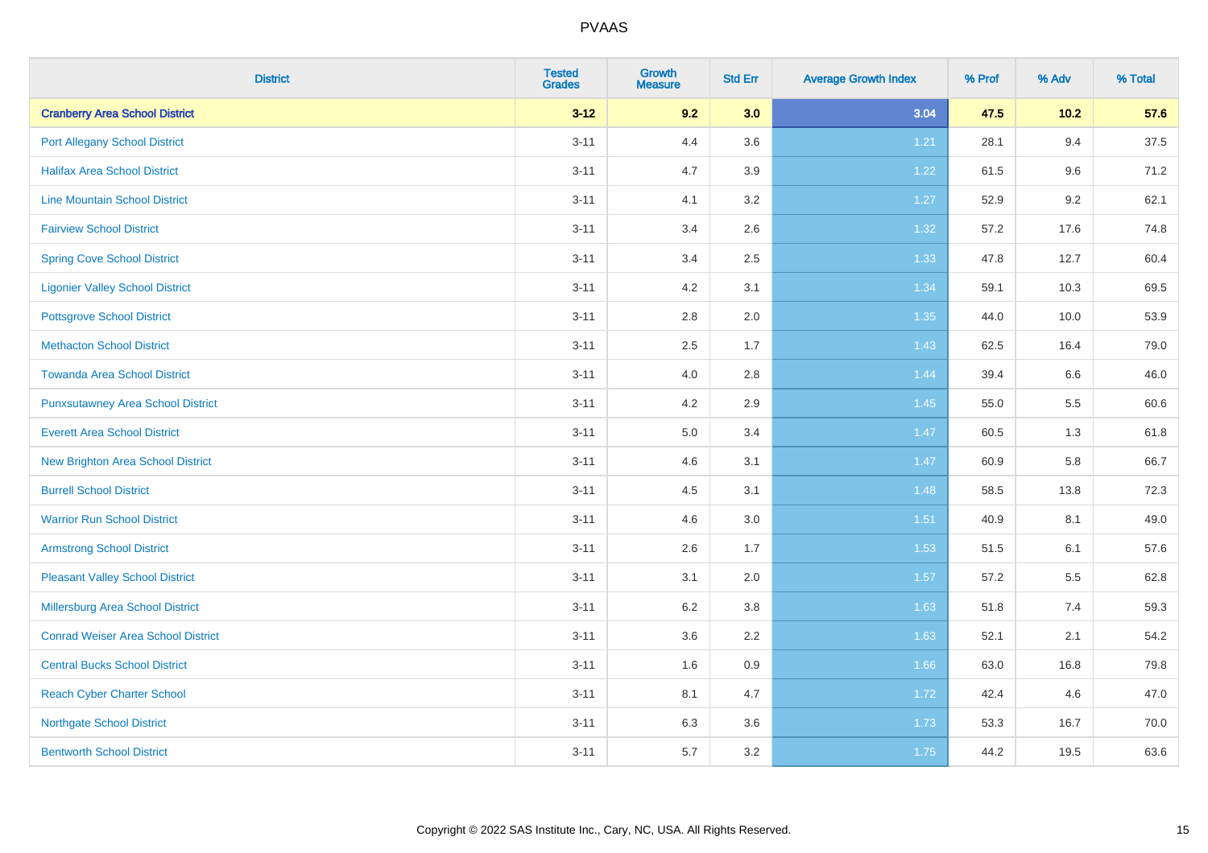| District | Tested Grades | Growth Measure | Std Err | Average Growth Index | % Prof | % Adv | % Total |
|---|---|---|---|---|---|---|---|
| **Cranberry Area School District** | **3-12** | **9.2** | **3.0** | **3.04** | **47.5** | **10.2** | **57.6** |
| Port Allegany School District | 3-11 | 4.4 | 3.6 | 1.21 | 28.1 | 9.4 | 37.5 |
| Halifax Area School District | 3-11 | 4.7 | 3.9 | 1.22 | 61.5 | 9.6 | 71.2 |
| Line Mountain School District | 3-11 | 4.1 | 3.2 | 1.27 | 52.9 | 9.2 | 62.1 |
| Fairview School District | 3-11 | 3.4 | 2.6 | 1.32 | 57.2 | 17.6 | 74.8 |
| Spring Cove School District | 3-11 | 3.4 | 2.5 | 1.33 | 47.8 | 12.7 | 60.4 |
| Ligonier Valley School District | 3-11 | 4.2 | 3.1 | 1.34 | 59.1 | 10.3 | 69.5 |
| Pottsgrove School District | 3-11 | 2.8 | 2.0 | 1.35 | 44.0 | 10.0 | 53.9 |
| Methacton School District | 3-11 | 2.5 | 1.7 | 1.43 | 62.5 | 16.4 | 79.0 |
| Towanda Area School District | 3-11 | 4.0 | 2.8 | 1.44 | 39.4 | 6.6 | 46.0 |
| Punxsutawney Area School District | 3-11 | 4.2 | 2.9 | 1.45 | 55.0 | 5.5 | 60.6 |
| Everett Area School District | 3-11 | 5.0 | 3.4 | 1.47 | 60.5 | 1.3 | 61.8 |
| New Brighton Area School District | 3-11 | 4.6 | 3.1 | 1.47 | 60.9 | 5.8 | 66.7 |
| Burrell School District | 3-11 | 4.5 | 3.1 | 1.48 | 58.5 | 13.8 | 72.3 |
| Warrior Run School District | 3-11 | 4.6 | 3.0 | 1.51 | 40.9 | 8.1 | 49.0 |
| Armstrong School District | 3-11 | 2.6 | 1.7 | 1.53 | 51.5 | 6.1 | 57.6 |
| Pleasant Valley School District | 3-11 | 3.1 | 2.0 | 1.57 | 57.2 | 5.5 | 62.8 |
| Millersburg Area School District | 3-11 | 6.2 | 3.8 | 1.63 | 51.8 | 7.4 | 59.3 |
| Conrad Weiser Area School District | 3-11 | 3.6 | 2.2 | 1.63 | 52.1 | 2.1 | 54.2 |
| Central Bucks School District | 3-11 | 1.6 | 0.9 | 1.66 | 63.0 | 16.8 | 79.8 |
| Reach Cyber Charter School | 3-11 | 8.1 | 4.7 | 1.72 | 42.4 | 4.6 | 47.0 |
| Northgate School District | 3-11 | 6.3 | 3.6 | 1.73 | 53.3 | 16.7 | 70.0 |
| Bentworth School District | 3-11 | 5.7 | 3.2 | 1.75 | 44.2 | 19.5 | 63.6 |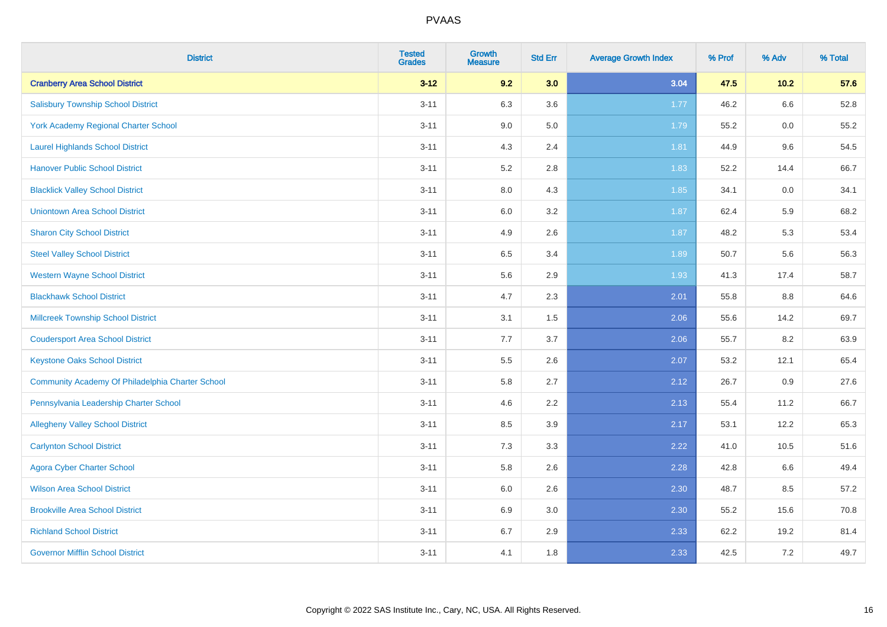# PVAAS

| District | Tested Grades | Growth Measure | Std Err | Average Growth Index | % Prof | % Adv | % Total |
|---|---|---|---|---|---|---|---|
| **Cranberry Area School District** | **3-12** | **9.2** | **3.0** | **3.04** | **47.5** | **10.2** | **57.6** |
| Salisbury Township School District | 3-11 | 6.3 | 3.6 | 1.77 | 46.2 | 6.6 | 52.8 |
| York Academy Regional Charter School | 3-11 | 9.0 | 5.0 | 1.79 | 55.2 | 0.0 | 55.2 |
| Laurel Highlands School District | 3-11 | 4.3 | 2.4 | 1.81 | 44.9 | 9.6 | 54.5 |
| Hanover Public School District | 3-11 | 5.2 | 2.8 | 1.83 | 52.2 | 14.4 | 66.7 |
| Blacklick Valley School District | 3-11 | 8.0 | 4.3 | 1.85 | 34.1 | 0.0 | 34.1 |
| Uniontown Area School District | 3-11 | 6.0 | 3.2 | 1.87 | 62.4 | 5.9 | 68.2 |
| Sharon City School District | 3-11 | 4.9 | 2.6 | 1.87 | 48.2 | 5.3 | 53.4 |
| Steel Valley School District | 3-11 | 6.5 | 3.4 | 1.89 | 50.7 | 5.6 | 56.3 |
| Western Wayne School District | 3-11 | 5.6 | 2.9 | 1.93 | 41.3 | 17.4 | 58.7 |
| Blackhawk School District | 3-11 | 4.7 | 2.3 | 2.01 | 55.8 | 8.8 | 64.6 |
| Millcreek Township School District | 3-11 | 3.1 | 1.5 | 2.06 | 55.6 | 14.2 | 69.7 |
| Coudersport Area School District | 3-11 | 7.7 | 3.7 | 2.06 | 55.7 | 8.2 | 63.9 |
| Keystone Oaks School District | 3-11 | 5.5 | 2.6 | 2.07 | 53.2 | 12.1 | 65.4 |
| Community Academy Of Philadelphia Charter School | 3-11 | 5.8 | 2.7 | 2.12 | 26.7 | 0.9 | 27.6 |
| Pennsylvania Leadership Charter School | 3-11 | 4.6 | 2.2 | 2.13 | 55.4 | 11.2 | 66.7 |
| Allegheny Valley School District | 3-11 | 8.5 | 3.9 | 2.17 | 53.1 | 12.2 | 65.3 |
| Carlynton School District | 3-11 | 7.3 | 3.3 | 2.22 | 41.0 | 10.5 | 51.6 |
| Agora Cyber Charter School | 3-11 | 5.8 | 2.6 | 2.28 | 42.8 | 6.6 | 49.4 |
| Wilson Area School District | 3-11 | 6.0 | 2.6 | 2.30 | 48.7 | 8.5 | 57.2 |
| Brookville Area School District | 3-11 | 6.9 | 3.0 | 2.30 | 55.2 | 15.6 | 70.8 |
| Richland School District | 3-11 | 6.7 | 2.9 | 2.33 | 62.2 | 19.2 | 81.4 |
| Governor Mifflin School District | 3-11 | 4.1 | 1.8 | 2.33 | 42.5 | 7.2 | 49.7 |

Copyright © 2022 SAS Institute Inc., Cary, NC, USA. All Rights Reserved.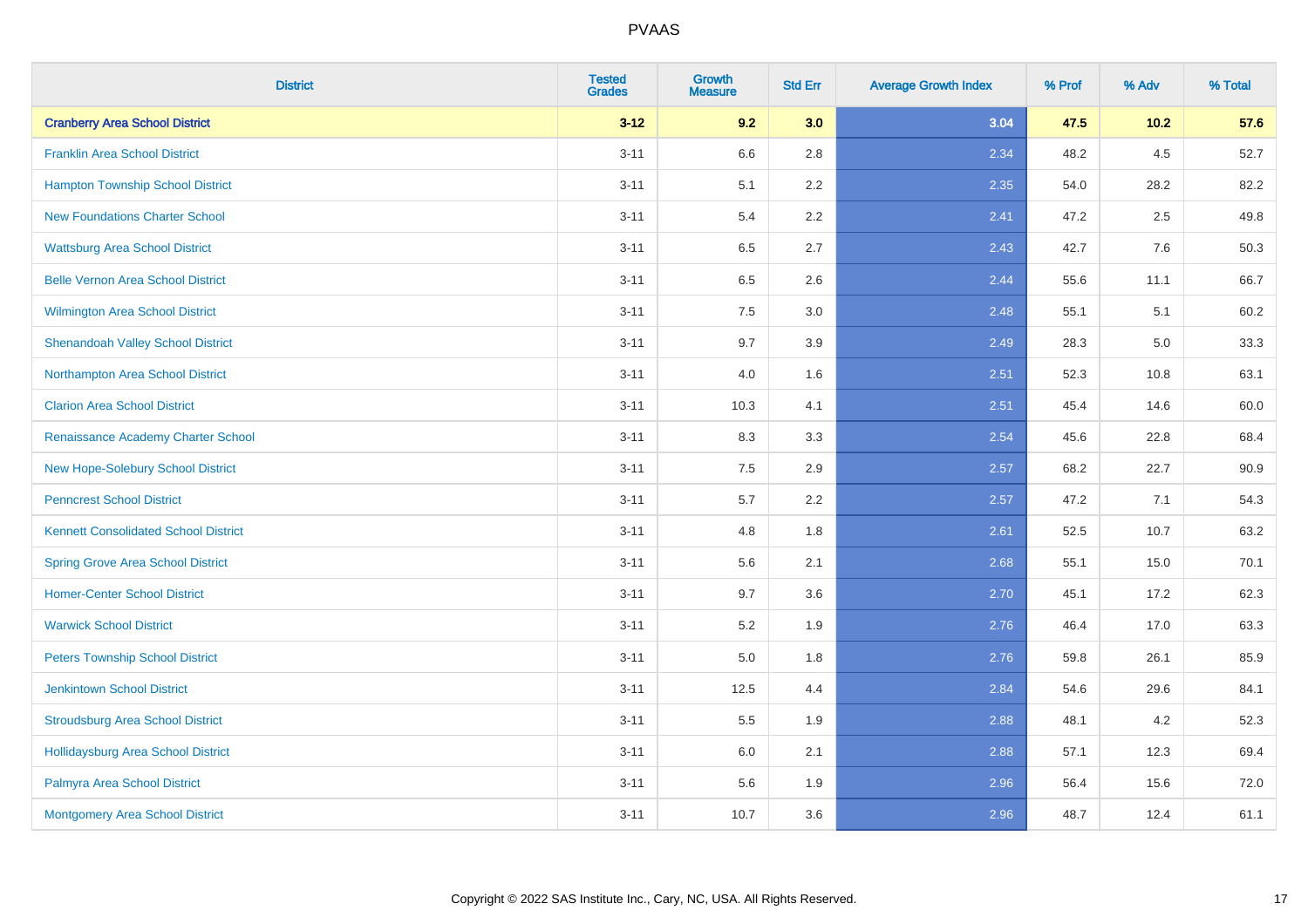# PVAAS

| District | Tested Grades | Growth Measure | Std Err | Average Growth Index | % Prof | % Adv | % Total |
|---|---|---|---|---|---|---|---|
| **Cranberry Area School District** | **3-12** | **9.2** | **3.0** | **3.04** | **47.5** | **10.2** | **57.6** |
| Franklin Area School District | 3-11 | 6.6 | 2.8 | 2.34 | 48.2 | 4.5 | 52.7 |
| Hampton Township School District | 3-11 | 5.1 | 2.2 | 2.35 | 54.0 | 28.2 | 82.2 |
| New Foundations Charter School | 3-11 | 5.4 | 2.2 | 2.41 | 47.2 | 2.5 | 49.8 |
| Wattsburg Area School District | 3-11 | 6.5 | 2.7 | 2.43 | 42.7 | 7.6 | 50.3 |
| Belle Vernon Area School District | 3-11 | 6.5 | 2.6 | 2.44 | 55.6 | 11.1 | 66.7 |
| Wilmington Area School District | 3-11 | 7.5 | 3.0 | 2.48 | 55.1 | 5.1 | 60.2 |
| Shenandoah Valley School District | 3-11 | 9.7 | 3.9 | 2.49 | 28.3 | 5.0 | 33.3 |
| Northampton Area School District | 3-11 | 4.0 | 1.6 | 2.51 | 52.3 | 10.8 | 63.1 |
| Clarion Area School District | 3-11 | 10.3 | 4.1 | 2.51 | 45.4 | 14.6 | 60.0 |
| Renaissance Academy Charter School | 3-11 | 8.3 | 3.3 | 2.54 | 45.6 | 22.8 | 68.4 |
| New Hope-Solebury School District | 3-11 | 7.5 | 2.9 | 2.57 | 68.2 | 22.7 | 90.9 |
| Penncrest School District | 3-11 | 5.7 | 2.2 | 2.57 | 47.2 | 7.1 | 54.3 |
| Kennett Consolidated School District | 3-11 | 4.8 | 1.8 | 2.61 | 52.5 | 10.7 | 63.2 |
| Spring Grove Area School District | 3-11 | 5.6 | 2.1 | 2.68 | 55.1 | 15.0 | 70.1 |
| Homer-Center School District | 3-11 | 9.7 | 3.6 | 2.70 | 45.1 | 17.2 | 62.3 |
| Warwick School District | 3-11 | 5.2 | 1.9 | 2.76 | 46.4 | 17.0 | 63.3 |
| Peters Township School District | 3-11 | 5.0 | 1.8 | 2.76 | 59.8 | 26.1 | 85.9 |
| Jenkintown School District | 3-11 | 12.5 | 4.4 | 2.84 | 54.6 | 29.6 | 84.1 |
| Stroudsburg Area School District | 3-11 | 5.5 | 1.9 | 2.88 | 48.1 | 4.2 | 52.3 |
| Hollidaysburg Area School District | 3-11 | 6.0 | 2.1 | 2.88 | 57.1 | 12.3 | 69.4 |
| Palmyra Area School District | 3-11 | 5.6 | 1.9 | 2.96 | 56.4 | 15.6 | 72.0 |
| Montgomery Area School District | 3-11 | 10.7 | 3.6 | 2.96 | 48.7 | 12.4 | 61.1 |

Copyright © 2022 SAS Institute Inc., Cary, NC, USA. All Rights Reserved.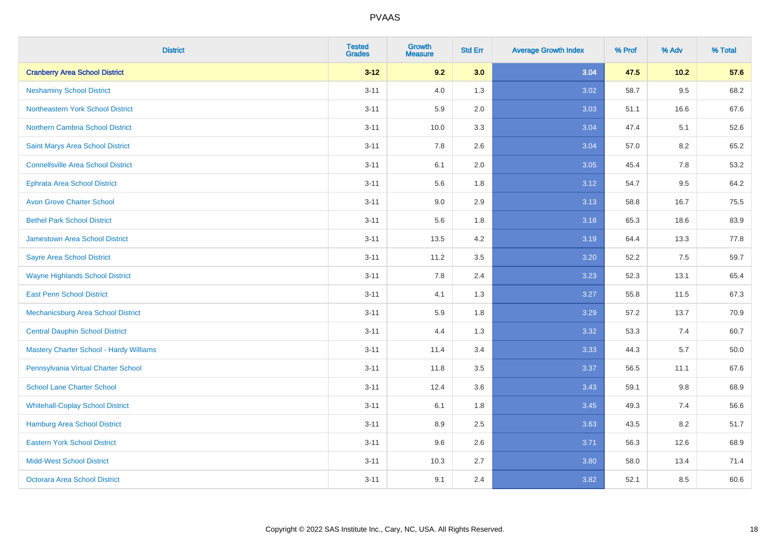# PVAAS

| District | Tested Grades | Growth Measure | Std Err | Average Growth Index | % Prof | % Adv | % Total |
|---|---|---|---|---|---|---|---|
| **Cranberry Area School District** | **3-12** | **9.2** | **3.0** | **3.04** | **47.5** | **10.2** | **57.6** |
| Neshaminy School District | 3-11 | 4.0 | 1.3 | 3.02 | 58.7 | 9.5 | 68.2 |
| Northeastern York School District | 3-11 | 5.9 | 2.0 | 3.03 | 51.1 | 16.6 | 67.6 |
| Northern Cambria School District | 3-11 | 10.0 | 3.3 | 3.04 | 47.4 | 5.1 | 52.6 |
| Saint Marys Area School District | 3-11 | 7.8 | 2.6 | 3.04 | 57.0 | 8.2 | 65.2 |
| Connellsville Area School District | 3-11 | 6.1 | 2.0 | 3.05 | 45.4 | 7.8 | 53.2 |
| Ephrata Area School District | 3-11 | 5.6 | 1.8 | 3.12 | 54.7 | 9.5 | 64.2 |
| Avon Grove Charter School | 3-11 | 9.0 | 2.9 | 3.13 | 58.8 | 16.7 | 75.5 |
| Bethel Park School District | 3-11 | 5.6 | 1.8 | 3.18 | 65.3 | 18.6 | 83.9 |
| Jamestown Area School District | 3-11 | 13.5 | 4.2 | 3.19 | 64.4 | 13.3 | 77.8 |
| Sayre Area School District | 3-11 | 11.2 | 3.5 | 3.20 | 52.2 | 7.5 | 59.7 |
| Wayne Highlands School District | 3-11 | 7.8 | 2.4 | 3.23 | 52.3 | 13.1 | 65.4 |
| East Penn School District | 3-11 | 4.1 | 1.3 | 3.27 | 55.8 | 11.5 | 67.3 |
| Mechanicsburg Area School District | 3-11 | 5.9 | 1.8 | 3.29 | 57.2 | 13.7 | 70.9 |
| Central Dauphin School District | 3-11 | 4.4 | 1.3 | 3.32 | 53.3 | 7.4 | 60.7 |
| Mastery Charter School - Hardy Williams | 3-11 | 11.4 | 3.4 | 3.33 | 44.3 | 5.7 | 50.0 |
| Pennsylvania Virtual Charter School | 3-11 | 11.8 | 3.5 | 3.37 | 56.5 | 11.1 | 67.6 |
| School Lane Charter School | 3-11 | 12.4 | 3.6 | 3.43 | 59.1 | 9.8 | 68.9 |
| Whitehall-Coplay School District | 3-11 | 6.1 | 1.8 | 3.45 | 49.3 | 7.4 | 56.6 |
| Hamburg Area School District | 3-11 | 8.9 | 2.5 | 3.63 | 43.5 | 8.2 | 51.7 |
| Eastern York School District | 3-11 | 9.6 | 2.6 | 3.71 | 56.3 | 12.6 | 68.9 |
| Midd-West School District | 3-11 | 10.3 | 2.7 | 3.80 | 58.0 | 13.4 | 71.4 |
| Octorara Area School District | 3-11 | 9.1 | 2.4 | 3.82 | 52.1 | 8.5 | 60.6 |

Copyright © 2022 SAS Institute Inc., Cary, NC, USA. All Rights Reserved.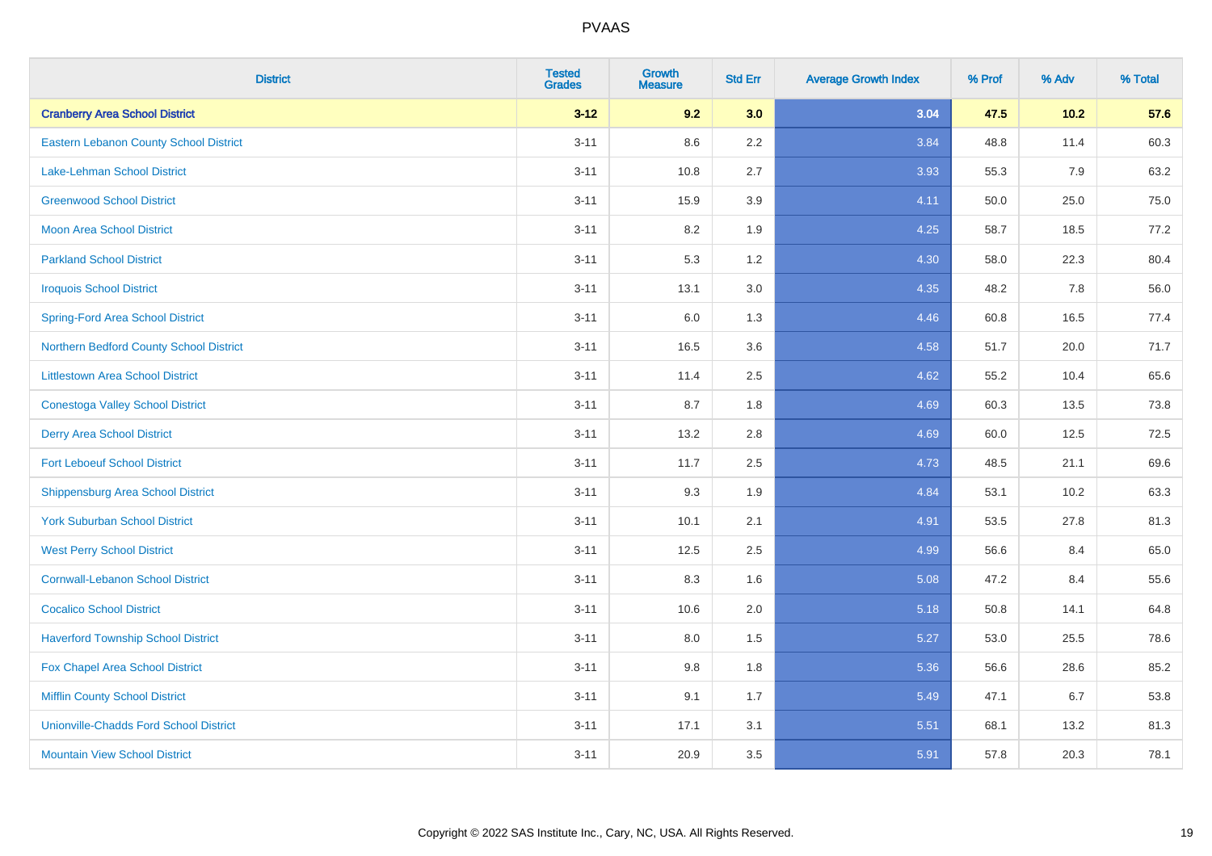| District | Tested Grades | Growth Measure | Std Err | Average Growth Index | % Prof | % Adv | % Total |
|---|---|---|---|---|---|---|---|
| **Cranberry Area School District** | **3-12** | **9.2** | **3.0** | **3.04** | **47.5** | **10.2** | **57.6** |
| Eastern Lebanon County School District | 3-11 | 8.6 | 2.2 | 3.84 | 48.8 | 11.4 | 60.3 |
| Lake-Lehman School District | 3-11 | 10.8 | 2.7 | 3.93 | 55.3 | 7.9 | 63.2 |
| Greenwood School District | 3-11 | 15.9 | 3.9 | 4.11 | 50.0 | 25.0 | 75.0 |
| Moon Area School District | 3-11 | 8.2 | 1.9 | 4.25 | 58.7 | 18.5 | 77.2 |
| Parkland School District | 3-11 | 5.3 | 1.2 | 4.30 | 58.0 | 22.3 | 80.4 |
| Iroquois School District | 3-11 | 13.1 | 3.0 | 4.35 | 48.2 | 7.8 | 56.0 |
| Spring-Ford Area School District | 3-11 | 6.0 | 1.3 | 4.46 | 60.8 | 16.5 | 77.4 |
| Northern Bedford County School District | 3-11 | 16.5 | 3.6 | 4.58 | 51.7 | 20.0 | 71.7 |
| Littlestown Area School District | 3-11 | 11.4 | 2.5 | 4.62 | 55.2 | 10.4 | 65.6 |
| Conestoga Valley School District | 3-11 | 8.7 | 1.8 | 4.69 | 60.3 | 13.5 | 73.8 |
| Derry Area School District | 3-11 | 13.2 | 2.8 | 4.69 | 60.0 | 12.5 | 72.5 |
| Fort Leboeuf School District | 3-11 | 11.7 | 2.5 | 4.73 | 48.5 | 21.1 | 69.6 |
| Shippensburg Area School District | 3-11 | 9.3 | 1.9 | 4.84 | 53.1 | 10.2 | 63.3 |
| York Suburban School District | 3-11 | 10.1 | 2.1 | 4.91 | 53.5 | 27.8 | 81.3 |
| West Perry School District | 3-11 | 12.5 | 2.5 | 4.99 | 56.6 | 8.4 | 65.0 |
| Cornwall-Lebanon School District | 3-11 | 8.3 | 1.6 | 5.08 | 47.2 | 8.4 | 55.6 |
| Cocalico School District | 3-11 | 10.6 | 2.0 | 5.18 | 50.8 | 14.1 | 64.8 |
| Haverford Township School District | 3-11 | 8.0 | 1.5 | 5.27 | 53.0 | 25.5 | 78.6 |
| Fox Chapel Area School District | 3-11 | 9.8 | 1.8 | 5.36 | 56.6 | 28.6 | 85.2 |
| Mifflin County School District | 3-11 | 9.1 | 1.7 | 5.49 | 47.1 | 6.7 | 53.8 |
| Unionville-Chadds Ford School District | 3-11 | 17.1 | 3.1 | 5.51 | 68.1 | 13.2 | 81.3 |
| Mountain View School District | 3-11 | 20.9 | 3.5 | 5.91 | 57.8 | 20.3 | 78.1 |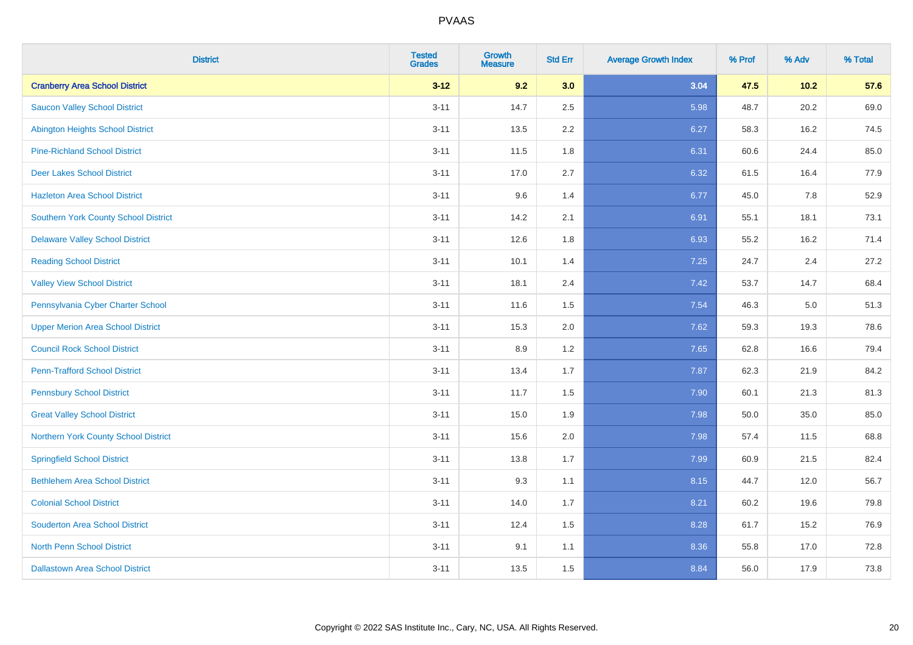| District | Tested Grades | Growth Measure | Std Err | Average Growth Index | % Prof | % Adv | % Total |
|---|---|---|---|---|---|---|---|
| **Cranberry Area School District** | **3-12** | **9.2** | **3.0** | **3.04** | **47.5** | **10.2** | **57.6** |
| Saucon Valley School District | 3-11 | 14.7 | 2.5 | 5.98 | 48.7 | 20.2 | 69.0 |
| Abington Heights School District | 3-11 | 13.5 | 2.2 | 6.27 | 58.3 | 16.2 | 74.5 |
| Pine-Richland School District | 3-11 | 11.5 | 1.8 | 6.31 | 60.6 | 24.4 | 85.0 |
| Deer Lakes School District | 3-11 | 17.0 | 2.7 | 6.32 | 61.5 | 16.4 | 77.9 |
| Hazleton Area School District | 3-11 | 9.6 | 1.4 | 6.77 | 45.0 | 7.8 | 52.9 |
| Southern York County School District | 3-11 | 14.2 | 2.1 | 6.91 | 55.1 | 18.1 | 73.1 |
| Delaware Valley School District | 3-11 | 12.6 | 1.8 | 6.93 | 55.2 | 16.2 | 71.4 |
| Reading School District | 3-11 | 10.1 | 1.4 | 7.25 | 24.7 | 2.4 | 27.2 |
| Valley View School District | 3-11 | 18.1 | 2.4 | 7.42 | 53.7 | 14.7 | 68.4 |
| Pennsylvania Cyber Charter School | 3-11 | 11.6 | 1.5 | 7.54 | 46.3 | 5.0 | 51.3 |
| Upper Merion Area School District | 3-11 | 15.3 | 2.0 | 7.62 | 59.3 | 19.3 | 78.6 |
| Council Rock School District | 3-11 | 8.9 | 1.2 | 7.65 | 62.8 | 16.6 | 79.4 |
| Penn-Trafford School District | 3-11 | 13.4 | 1.7 | 7.87 | 62.3 | 21.9 | 84.2 |
| Pennsbury School District | 3-11 | 11.7 | 1.5 | 7.90 | 60.1 | 21.3 | 81.3 |
| Great Valley School District | 3-11 | 15.0 | 1.9 | 7.98 | 50.0 | 35.0 | 85.0 |
| Northern York County School District | 3-11 | 15.6 | 2.0 | 7.98 | 57.4 | 11.5 | 68.8 |
| Springfield School District | 3-11 | 13.8 | 1.7 | 7.99 | 60.9 | 21.5 | 82.4 |
| Bethlehem Area School District | 3-11 | 9.3 | 1.1 | 8.15 | 44.7 | 12.0 | 56.7 |
| Colonial School District | 3-11 | 14.0 | 1.7 | 8.21 | 60.2 | 19.6 | 79.8 |
| Souderton Area School District | 3-11 | 12.4 | 1.5 | 8.28 | 61.7 | 15.2 | 76.9 |
| North Penn School District | 3-11 | 9.1 | 1.1 | 8.36 | 55.8 | 17.0 | 72.8 |
| Dallastown Area School District | 3-11 | 13.5 | 1.5 | 8.84 | 56.0 | 17.9 | 73.8 |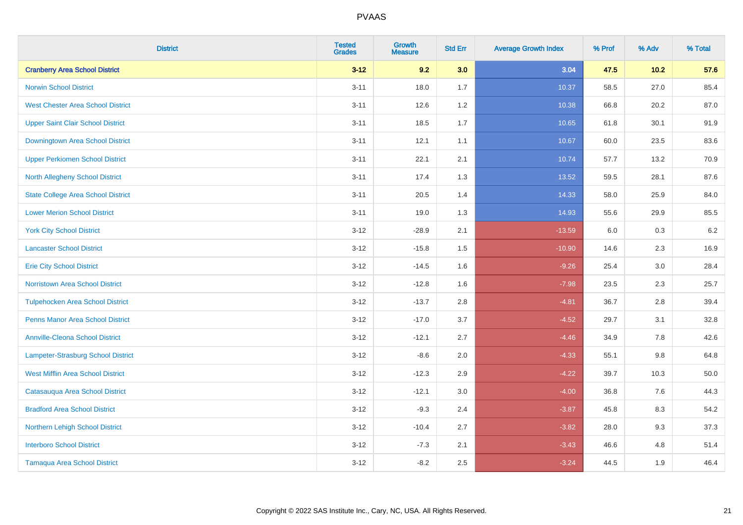# PVAAS

| District | Tested Grades | Growth Measure | Std Err | Average Growth Index | % Prof | % Adv | % Total |
|---|---|---|---|---|---|---|---|
| **Cranberry Area School District** | **3-12** | **9.2** | **3.0** | **3.04** | **47.5** | **10.2** | **57.6** |
| Norwin School District | 3-11 | 18.0 | 1.7 | 10.37 | 58.5 | 27.0 | 85.4 |
| West Chester Area School District | 3-11 | 12.6 | 1.2 | 10.38 | 66.8 | 20.2 | 87.0 |
| Upper Saint Clair School District | 3-11 | 18.5 | 1.7 | 10.65 | 61.8 | 30.1 | 91.9 |
| Downingtown Area School District | 3-11 | 12.1 | 1.1 | 10.67 | 60.0 | 23.5 | 83.6 |
| Upper Perkiomen School District | 3-11 | 22.1 | 2.1 | 10.74 | 57.7 | 13.2 | 70.9 |
| North Allegheny School District | 3-11 | 17.4 | 1.3 | 13.52 | 59.5 | 28.1 | 87.6 |
| State College Area School District | 3-11 | 20.5 | 1.4 | 14.33 | 58.0 | 25.9 | 84.0 |
| Lower Merion School District | 3-11 | 19.0 | 1.3 | 14.93 | 55.6 | 29.9 | 85.5 |
| York City School District | 3-12 | -28.9 | 2.1 | -13.59 | 6.0 | 0.3 | 6.2 |
| Lancaster School District | 3-12 | -15.8 | 1.5 | -10.90 | 14.6 | 2.3 | 16.9 |
| Erie City School District | 3-12 | -14.5 | 1.6 | -9.26 | 25.4 | 3.0 | 28.4 |
| Norristown Area School District | 3-12 | -12.8 | 1.6 | -7.98 | 23.5 | 2.3 | 25.7 |
| Tulpehocken Area School District | 3-12 | -13.7 | 2.8 | -4.81 | 36.7 | 2.8 | 39.4 |
| Penns Manor Area School District | 3-12 | -17.0 | 3.7 | -4.52 | 29.7 | 3.1 | 32.8 |
| Annville-Cleona School District | 3-12 | -12.1 | 2.7 | -4.46 | 34.9 | 7.8 | 42.6 |
| Lampeter-Strasburg School District | 3-12 | -8.6 | 2.0 | -4.33 | 55.1 | 9.8 | 64.8 |
| West Mifflin Area School District | 3-12 | -12.3 | 2.9 | -4.22 | 39.7 | 10.3 | 50.0 |
| Catasauqua Area School District | 3-12 | -12.1 | 3.0 | -4.00 | 36.8 | 7.6 | 44.3 |
| Bradford Area School District | 3-12 | -9.3 | 2.4 | -3.87 | 45.8 | 8.3 | 54.2 |
| Northern Lehigh School District | 3-12 | -10.4 | 2.7 | -3.82 | 28.0 | 9.3 | 37.3 |
| Interboro School District | 3-12 | -7.3 | 2.1 | -3.43 | 46.6 | 4.8 | 51.4 |
| Tamaqua Area School District | 3-12 | -8.2 | 2.5 | -3.24 | 44.5 | 1.9 | 46.4 |

Copyright © 2022 SAS Institute Inc., Cary, NC, USA. All Rights Reserved.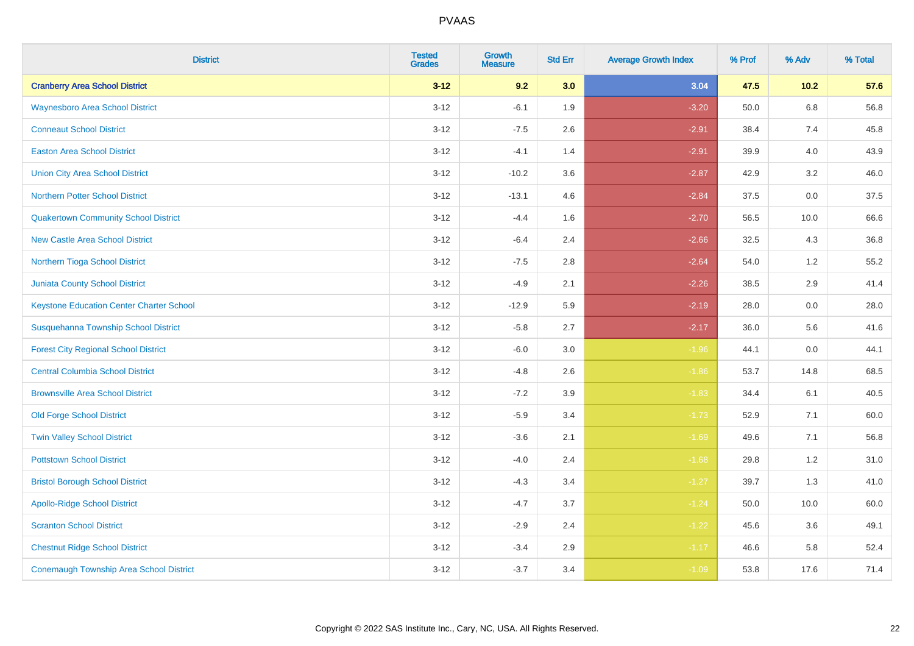PVAAS

| District | Tested Grades | Growth Measure | Std Err | Average Growth Index | % Prof | % Adv | % Total |
|---|---|---|---|---|---|---|---|
| **Cranberry Area School District** | **3-12** | **9.2** | **3.0** | **3.04** | **47.5** | **10.2** | **57.6** |
| Waynesboro Area School District | 3-12 | -6.1 | 1.9 | -3.20 | 50.0 | 6.8 | 56.8 |
| Conneaut School District | 3-12 | -7.5 | 2.6 | -2.91 | 38.4 | 7.4 | 45.8 |
| Easton Area School District | 3-12 | -4.1 | 1.4 | -2.91 | 39.9 | 4.0 | 43.9 |
| Union City Area School District | 3-12 | -10.2 | 3.6 | -2.87 | 42.9 | 3.2 | 46.0 |
| Northern Potter School District | 3-12 | -13.1 | 4.6 | -2.84 | 37.5 | 0.0 | 37.5 |
| Quakertown Community School District | 3-12 | -4.4 | 1.6 | -2.70 | 56.5 | 10.0 | 66.6 |
| New Castle Area School District | 3-12 | -6.4 | 2.4 | -2.66 | 32.5 | 4.3 | 36.8 |
| Northern Tioga School District | 3-12 | -7.5 | 2.8 | -2.64 | 54.0 | 1.2 | 55.2 |
| Juniata County School District | 3-12 | -4.9 | 2.1 | -2.26 | 38.5 | 2.9 | 41.4 |
| Keystone Education Center Charter School | 3-12 | -12.9 | 5.9 | -2.19 | 28.0 | 0.0 | 28.0 |
| Susquehanna Township School District | 3-12 | -5.8 | 2.7 | -2.17 | 36.0 | 5.6 | 41.6 |
| Forest City Regional School District | 3-12 | -6.0 | 3.0 | -1.96 | 44.1 | 0.0 | 44.1 |
| Central Columbia School District | 3-12 | -4.8 | 2.6 | -1.86 | 53.7 | 14.8 | 68.5 |
| Brownsville Area School District | 3-12 | -7.2 | 3.9 | -1.83 | 34.4 | 6.1 | 40.5 |
| Old Forge School District | 3-12 | -5.9 | 3.4 | -1.73 | 52.9 | 7.1 | 60.0 |
| Twin Valley School District | 3-12 | -3.6 | 2.1 | -1.69 | 49.6 | 7.1 | 56.8 |
| Pottstown School District | 3-12 | -4.0 | 2.4 | -1.68 | 29.8 | 1.2 | 31.0 |
| Bristol Borough School District | 3-12 | -4.3 | 3.4 | -1.27 | 39.7 | 1.3 | 41.0 |
| Apollo-Ridge School District | 3-12 | -4.7 | 3.7 | -1.24 | 50.0 | 10.0 | 60.0 |
| Scranton School District | 3-12 | -2.9 | 2.4 | -1.22 | 45.6 | 3.6 | 49.1 |
| Chestnut Ridge School District | 3-12 | -3.4 | 2.9 | -1.17 | 46.6 | 5.8 | 52.4 |
| Conemaugh Township Area School District | 3-12 | -3.7 | 3.4 | -1.09 | 53.8 | 17.6 | 71.4 |

Copyright © 2022 SAS Institute Inc., Cary, NC, USA. All Rights Reserved.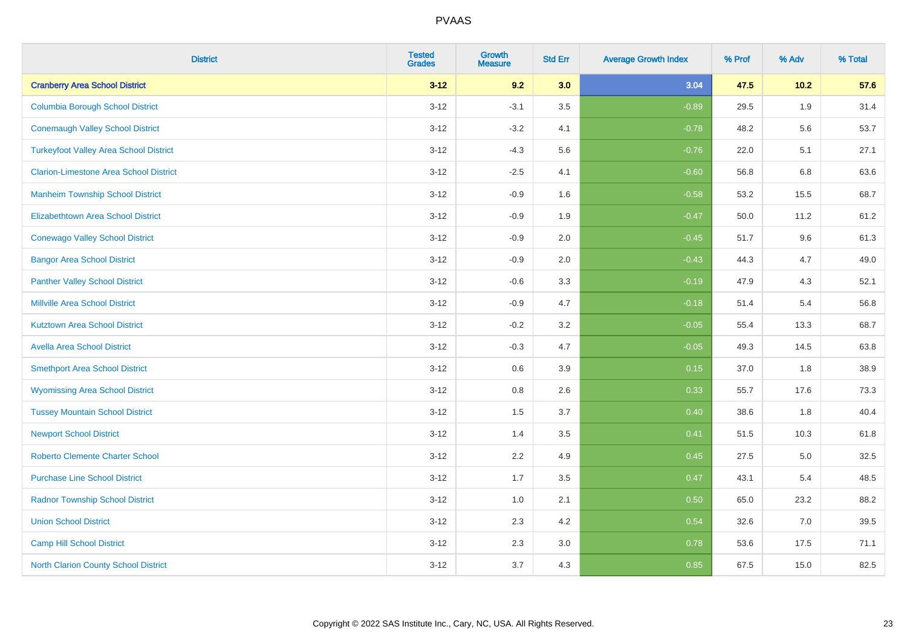PVAAS

| District | Tested Grades | Growth Measure | Std Err | Average Growth Index | % Prof | % Adv | % Total |
|---|---|---|---|---|---|---|---|
| **Cranberry Area School District** | **3-12** | **9.2** | **3.0** | **3.04** | **47.5** | **10.2** | **57.6** |
| Columbia Borough School District | 3-12 | -3.1 | 3.5 | -0.89 | 29.5 | 1.9 | 31.4 |
| Conemaugh Valley School District | 3-12 | -3.2 | 4.1 | -0.78 | 48.2 | 5.6 | 53.7 |
| Turkeyfoot Valley Area School District | 3-12 | -4.3 | 5.6 | -0.76 | 22.0 | 5.1 | 27.1 |
| Clarion-Limestone Area School District | 3-12 | -2.5 | 4.1 | -0.60 | 56.8 | 6.8 | 63.6 |
| Manheim Township School District | 3-12 | -0.9 | 1.6 | -0.58 | 53.2 | 15.5 | 68.7 |
| Elizabethtown Area School District | 3-12 | -0.9 | 1.9 | -0.47 | 50.0 | 11.2 | 61.2 |
| Conewago Valley School District | 3-12 | -0.9 | 2.0 | -0.45 | 51.7 | 9.6 | 61.3 |
| Bangor Area School District | 3-12 | -0.9 | 2.0 | -0.43 | 44.3 | 4.7 | 49.0 |
| Panther Valley School District | 3-12 | -0.6 | 3.3 | -0.19 | 47.9 | 4.3 | 52.1 |
| Millville Area School District | 3-12 | -0.9 | 4.7 | -0.18 | 51.4 | 5.4 | 56.8 |
| Kutztown Area School District | 3-12 | -0.2 | 3.2 | -0.05 | 55.4 | 13.3 | 68.7 |
| Avella Area School District | 3-12 | -0.3 | 4.7 | -0.05 | 49.3 | 14.5 | 63.8 |
| Smethport Area School District | 3-12 | 0.6 | 3.9 | 0.15 | 37.0 | 1.8 | 38.9 |
| Wyomissing Area School District | 3-12 | 0.8 | 2.6 | 0.33 | 55.7 | 17.6 | 73.3 |
| Tussey Mountain School District | 3-12 | 1.5 | 3.7 | 0.40 | 38.6 | 1.8 | 40.4 |
| Newport School District | 3-12 | 1.4 | 3.5 | 0.41 | 51.5 | 10.3 | 61.8 |
| Roberto Clemente Charter School | 3-12 | 2.2 | 4.9 | 0.45 | 27.5 | 5.0 | 32.5 |
| Purchase Line School District | 3-12 | 1.7 | 3.5 | 0.47 | 43.1 | 5.4 | 48.5 |
| Radnor Township School District | 3-12 | 1.0 | 2.1 | 0.50 | 65.0 | 23.2 | 88.2 |
| Union School District | 3-12 | 2.3 | 4.2 | 0.54 | 32.6 | 7.0 | 39.5 |
| Camp Hill School District | 3-12 | 2.3 | 3.0 | 0.78 | 53.6 | 17.5 | 71.1 |
| North Clarion County School District | 3-12 | 3.7 | 4.3 | 0.85 | 67.5 | 15.0 | 82.5 |

Copyright © 2022 SAS Institute Inc., Cary, NC, USA. All Rights Reserved.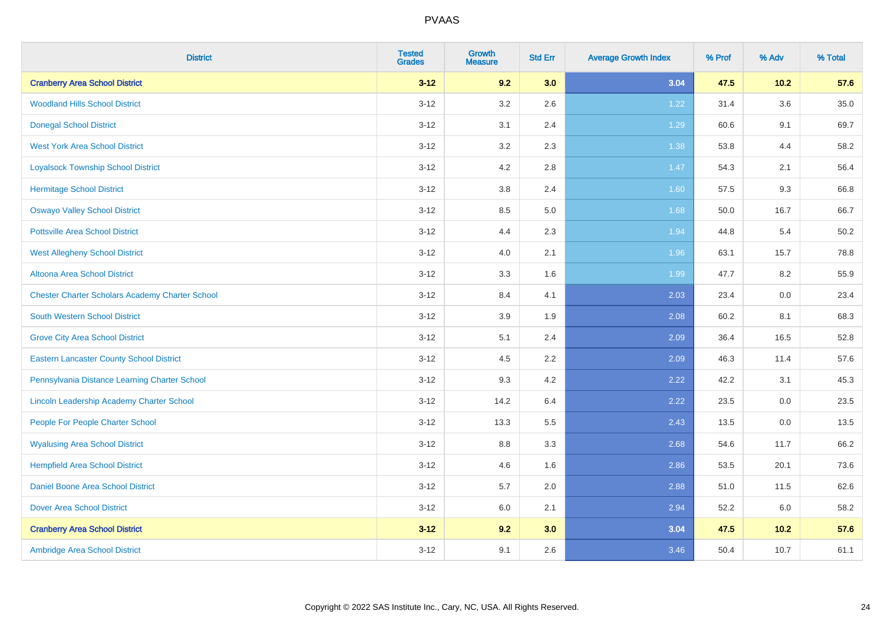# PVAAS

| District | Tested Grades | Growth Measure | Std Err | Average Growth Index | % Prof | % Adv | % Total |
|---|---|---|---|---|---|---|---|
| **Cranberry Area School District** | **3-12** | **9.2** | **3.0** | **3.04** | **47.5** | **10.2** | **57.6** |
| Woodland Hills School District | 3-12 | 3.2 | 2.6 | 1.22 | 31.4 | 3.6 | 35.0 |
| Donegal School District | 3-12 | 3.1 | 2.4 | 1.29 | 60.6 | 9.1 | 69.7 |
| West York Area School District | 3-12 | 3.2 | 2.3 | 1.38 | 53.8 | 4.4 | 58.2 |
| Loyalsock Township School District | 3-12 | 4.2 | 2.8 | 1.47 | 54.3 | 2.1 | 56.4 |
| Hermitage School District | 3-12 | 3.8 | 2.4 | 1.60 | 57.5 | 9.3 | 66.8 |
| Oswayo Valley School District | 3-12 | 8.5 | 5.0 | 1.68 | 50.0 | 16.7 | 66.7 |
| Pottsville Area School District | 3-12 | 4.4 | 2.3 | 1.94 | 44.8 | 5.4 | 50.2 |
| West Allegheny School District | 3-12 | 4.0 | 2.1 | 1.96 | 63.1 | 15.7 | 78.8 |
| Altoona Area School District | 3-12 | 3.3 | 1.6 | 1.99 | 47.7 | 8.2 | 55.9 |
| Chester Charter Scholars Academy Charter School | 3-12 | 8.4 | 4.1 | 2.03 | 23.4 | 0.0 | 23.4 |
| South Western School District | 3-12 | 3.9 | 1.9 | 2.08 | 60.2 | 8.1 | 68.3 |
| Grove City Area School District | 3-12 | 5.1 | 2.4 | 2.09 | 36.4 | 16.5 | 52.8 |
| Eastern Lancaster County School District | 3-12 | 4.5 | 2.2 | 2.09 | 46.3 | 11.4 | 57.6 |
| Pennsylvania Distance Learning Charter School | 3-12 | 9.3 | 4.2 | 2.22 | 42.2 | 3.1 | 45.3 |
| Lincoln Leadership Academy Charter School | 3-12 | 14.2 | 6.4 | 2.22 | 23.5 | 0.0 | 23.5 |
| People For People Charter School | 3-12 | 13.3 | 5.5 | 2.43 | 13.5 | 0.0 | 13.5 |
| Wyalusing Area School District | 3-12 | 8.8 | 3.3 | 2.68 | 54.6 | 11.7 | 66.2 |
| Hempfield Area School District | 3-12 | 4.6 | 1.6 | 2.86 | 53.5 | 20.1 | 73.6 |
| Daniel Boone Area School District | 3-12 | 5.7 | 2.0 | 2.88 | 51.0 | 11.5 | 62.6 |
| Dover Area School District | 3-12 | 6.0 | 2.1 | 2.94 | 52.2 | 6.0 | 58.2 |
| **Cranberry Area School District** | **3-12** | **9.2** | **3.0** | **3.04** | **47.5** | **10.2** | **57.6** |
| Ambridge Area School District | 3-12 | 9.1 | 2.6 | 3.46 | 50.4 | 10.7 | 61.1 |

Copyright © 2022 SAS Institute Inc., Cary, NC, USA. All Rights Reserved.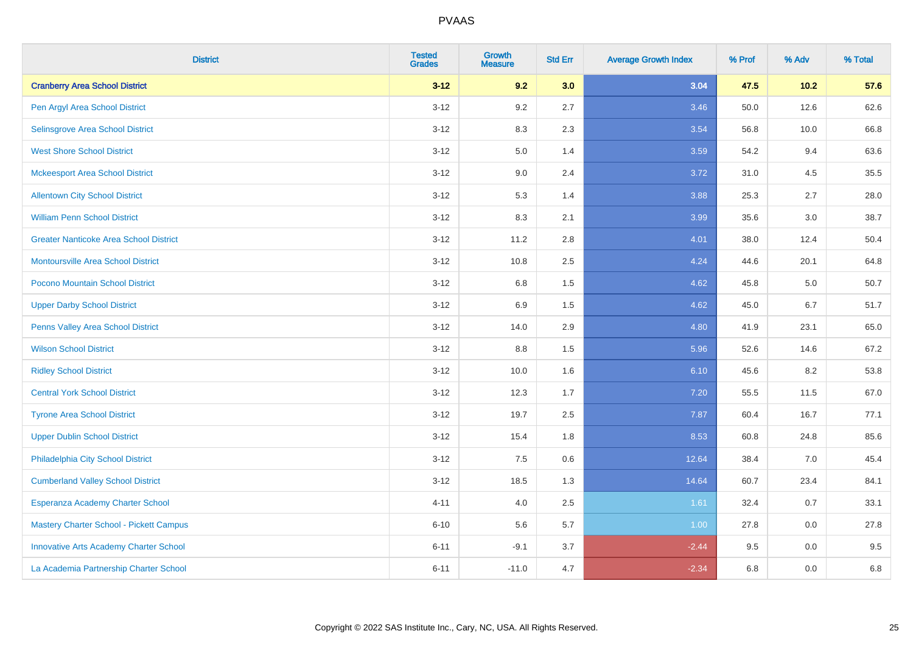| District | Tested Grades | Growth Measure | Std Err | Average Growth Index | % Prof | % Adv | % Total |
|---|---|---|---|---|---|---|---|
| **Cranberry Area School District** | **3-12** | **9.2** | **3.0** | **3.04** | **47.5** | **10.2** | **57.6** |
| Pen Argyl Area School District | 3-12 | 9.2 | 2.7 | 3.46 | 50.0 | 12.6 | 62.6 |
| Selinsgrove Area School District | 3-12 | 8.3 | 2.3 | 3.54 | 56.8 | 10.0 | 66.8 |
| West Shore School District | 3-12 | 5.0 | 1.4 | 3.59 | 54.2 | 9.4 | 63.6 |
| Mckeesport Area School District | 3-12 | 9.0 | 2.4 | 3.72 | 31.0 | 4.5 | 35.5 |
| Allentown City School District | 3-12 | 5.3 | 1.4 | 3.88 | 25.3 | 2.7 | 28.0 |
| William Penn School District | 3-12 | 8.3 | 2.1 | 3.99 | 35.6 | 3.0 | 38.7 |
| Greater Nanticoke Area School District | 3-12 | 11.2 | 2.8 | 4.01 | 38.0 | 12.4 | 50.4 |
| Montoursville Area School District | 3-12 | 10.8 | 2.5 | 4.24 | 44.6 | 20.1 | 64.8 |
| Pocono Mountain School District | 3-12 | 6.8 | 1.5 | 4.62 | 45.8 | 5.0 | 50.7 |
| Upper Darby School District | 3-12 | 6.9 | 1.5 | 4.62 | 45.0 | 6.7 | 51.7 |
| Penns Valley Area School District | 3-12 | 14.0 | 2.9 | 4.80 | 41.9 | 23.1 | 65.0 |
| Wilson School District | 3-12 | 8.8 | 1.5 | 5.96 | 52.6 | 14.6 | 67.2 |
| Ridley School District | 3-12 | 10.0 | 1.6 | 6.10 | 45.6 | 8.2 | 53.8 |
| Central York School District | 3-12 | 12.3 | 1.7 | 7.20 | 55.5 | 11.5 | 67.0 |
| Tyrone Area School District | 3-12 | 19.7 | 2.5 | 7.87 | 60.4 | 16.7 | 77.1 |
| Upper Dublin School District | 3-12 | 15.4 | 1.8 | 8.53 | 60.8 | 24.8 | 85.6 |
| Philadelphia City School District | 3-12 | 7.5 | 0.6 | 12.64 | 38.4 | 7.0 | 45.4 |
| Cumberland Valley School District | 3-12 | 18.5 | 1.3 | 14.64 | 60.7 | 23.4 | 84.1 |
| Esperanza Academy Charter School | 4-11 | 4.0 | 2.5 | 1.61 | 32.4 | 0.7 | 33.1 |
| Mastery Charter School - Pickett Campus | 6-10 | 5.6 | 5.7 | 1.00 | 27.8 | 0.0 | 27.8 |
| Innovative Arts Academy Charter School | 6-11 | -9.1 | 3.7 | -2.44 | 9.5 | 0.0 | 9.5 |
| La Academia Partnership Charter School | 6-11 | -11.0 | 4.7 | -2.34 | 6.8 | 0.0 | 6.8 |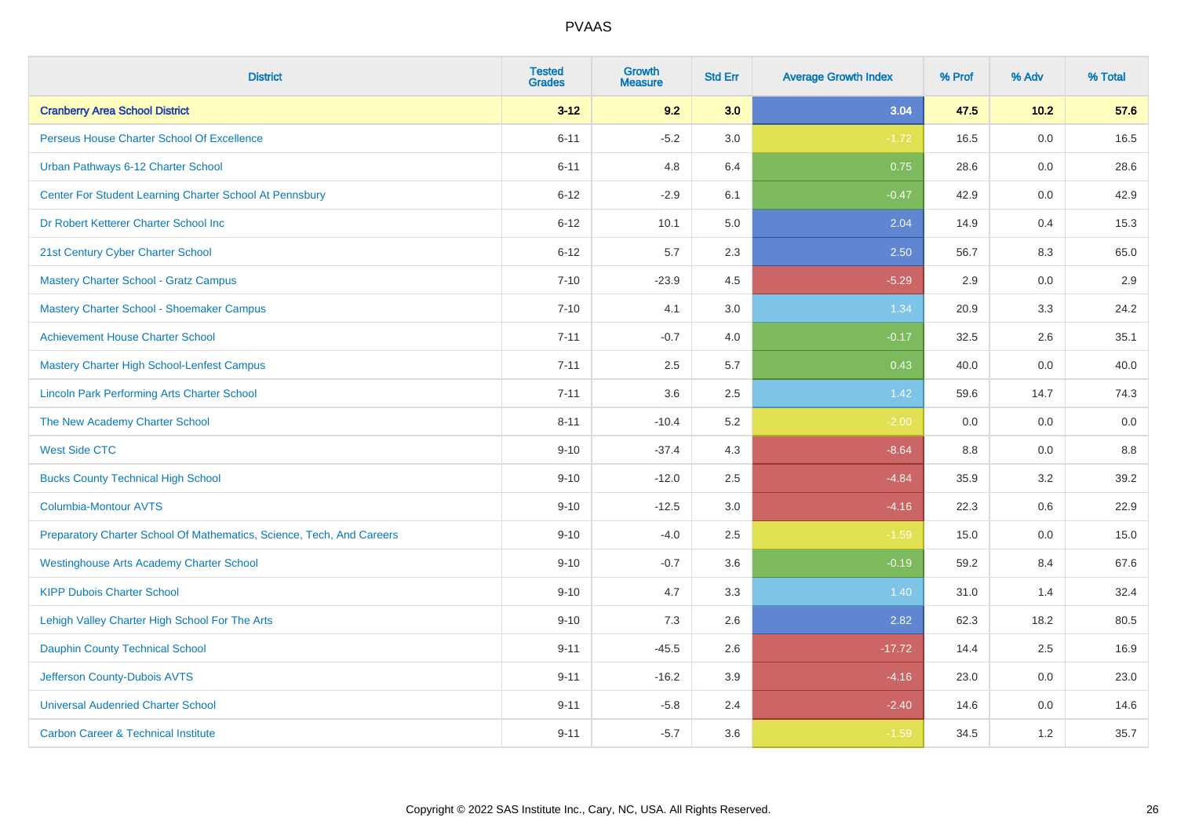# PVAAS

| District | Tested Grades | Growth Measure | Std Err | Average Growth Index | % Prof | % Adv | % Total |
|---|---|---|---|---|---|---|---|
| **Cranberry Area School District** | **3-12** | **9.2** | **3.0** | **3.04** | **47.5** | **10.2** | **57.6** |
| Perseus House Charter School Of Excellence | 6-11 | -5.2 | 3.0 | -1.72 | 16.5 | 0.0 | 16.5 |
| Urban Pathways 6-12 Charter School | 6-11 | 4.8 | 6.4 | 0.75 | 28.6 | 0.0 | 28.6 |
| Center For Student Learning Charter School At Pennsbury | 6-12 | -2.9 | 6.1 | -0.47 | 42.9 | 0.0 | 42.9 |
| Dr Robert Ketterer Charter School Inc | 6-12 | 10.1 | 5.0 | 2.04 | 14.9 | 0.4 | 15.3 |
| 21st Century Cyber Charter School | 6-12 | 5.7 | 2.3 | 2.50 | 56.7 | 8.3 | 65.0 |
| Mastery Charter School - Gratz Campus | 7-10 | -23.9 | 4.5 | -5.29 | 2.9 | 0.0 | 2.9 |
| Mastery Charter School - Shoemaker Campus | 7-10 | 4.1 | 3.0 | 1.34 | 20.9 | 3.3 | 24.2 |
| Achievement House Charter School | 7-11 | -0.7 | 4.0 | -0.17 | 32.5 | 2.6 | 35.1 |
| Mastery Charter High School-Lenfest Campus | 7-11 | 2.5 | 5.7 | 0.43 | 40.0 | 0.0 | 40.0 |
| Lincoln Park Performing Arts Charter School | 7-11 | 3.6 | 2.5 | 1.42 | 59.6 | 14.7 | 74.3 |
| The New Academy Charter School | 8-11 | -10.4 | 5.2 | -2.00 | 0.0 | 0.0 | 0.0 |
| West Side CTC | 9-10 | -37.4 | 4.3 | -8.64 | 8.8 | 0.0 | 8.8 |
| Bucks County Technical High School | 9-10 | -12.0 | 2.5 | -4.84 | 35.9 | 3.2 | 39.2 |
| Columbia-Montour AVTS | 9-10 | -12.5 | 3.0 | -4.16 | 22.3 | 0.6 | 22.9 |
| Preparatory Charter School Of Mathematics, Science, Tech, And Careers | 9-10 | -4.0 | 2.5 | -1.59 | 15.0 | 0.0 | 15.0 |
| Westinghouse Arts Academy Charter School | 9-10 | -0.7 | 3.6 | -0.19 | 59.2 | 8.4 | 67.6 |
| KIPP Dubois Charter School | 9-10 | 4.7 | 3.3 | 1.40 | 31.0 | 1.4 | 32.4 |
| Lehigh Valley Charter High School For The Arts | 9-10 | 7.3 | 2.6 | 2.82 | 62.3 | 18.2 | 80.5 |
| Dauphin County Technical School | 9-11 | -45.5 | 2.6 | -17.72 | 14.4 | 2.5 | 16.9 |
| Jefferson County-Dubois AVTS | 9-11 | -16.2 | 3.9 | -4.16 | 23.0 | 0.0 | 23.0 |
| Universal Audenried Charter School | 9-11 | -5.8 | 2.4 | -2.40 | 14.6 | 0.0 | 14.6 |
| Carbon Career & Technical Institute | 9-11 | -5.7 | 3.6 | -1.59 | 34.5 | 1.2 | 35.7 |

Copyright © 2022 SAS Institute Inc., Cary, NC, USA. All Rights Reserved.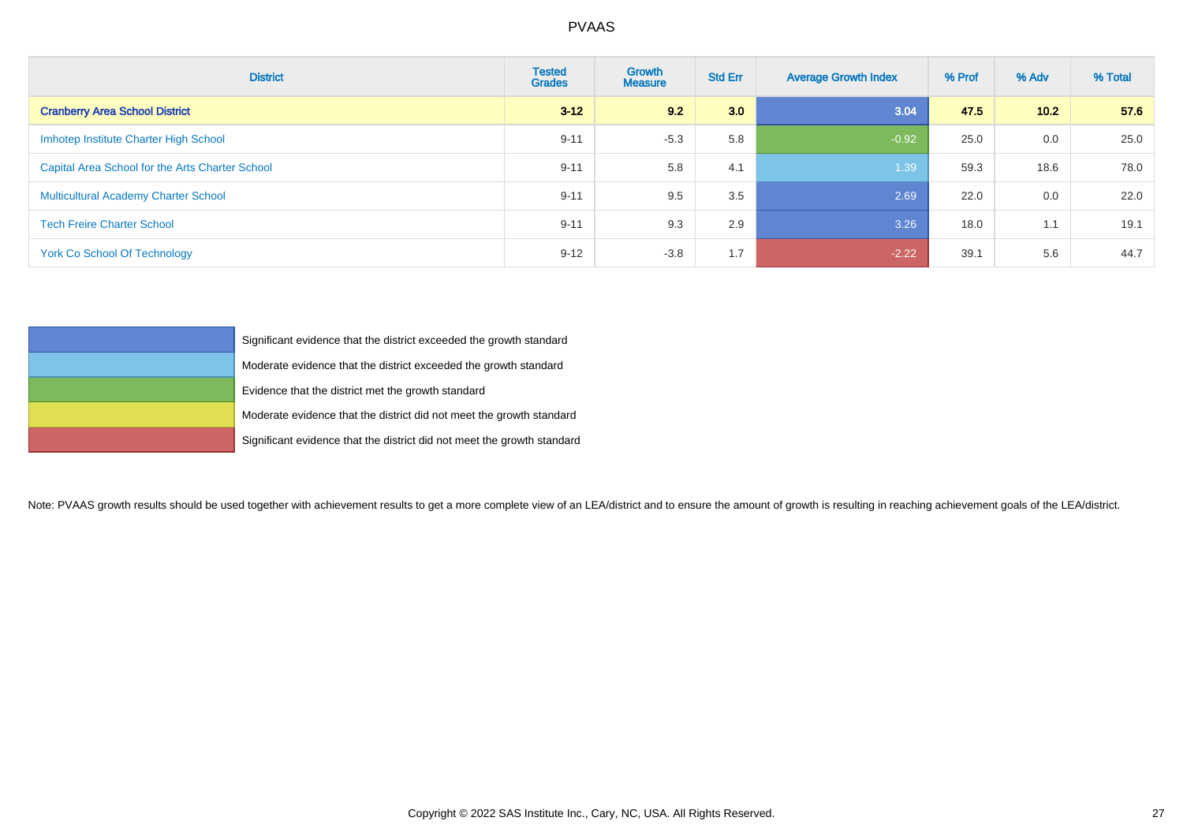# PVAAS

| District | Tested Grades | Growth Measure | Std Err | Average Growth Index | % Prof | % Adv | % Total |
|---|---|---|---|---|---|---|---|
| **Cranberry Area School District** | **3-12** | **9.2** | **3.0** | **3.04** | **47.5** | **10.2** | **57.6** |
| Imhotep Institute Charter High School | 9-11 | -5.3 | 5.8 | -0.92 | 25.0 | 0.0 | 25.0 |
| Capital Area School for the Arts Charter School | 9-11 | 5.8 | 4.1 | 1.39 | 59.3 | 18.6 | 78.0 |
| Multicultural Academy Charter School | 9-11 | 9.5 | 3.5 | 2.69 | 22.0 | 0.0 | 22.0 |
| Tech Freire Charter School | 9-11 | 9.3 | 2.9 | 3.26 | 18.0 | 1.1 | 19.1 |
| York Co School Of Technology | 9-12 | -3.8 | 1.7 | -2.22 | 39.1 | 5.6 | 44.7 |

Significant evidence that the district exceeded the growth standard

Moderate evidence that the district exceeded the growth standard

Evidence that the district met the growth standard

Moderate evidence that the district did not meet the growth standard

Significant evidence that the district did not meet the growth standard

Note: PVAAS growth results should be used together with achievement results to get a more complete view of an LEA/district and to ensure the amount of growth is resulting in reaching achievement goals of the LEA/district.

Copyright © 2022 SAS Institute Inc., Cary, NC, USA. All Rights Reserved.